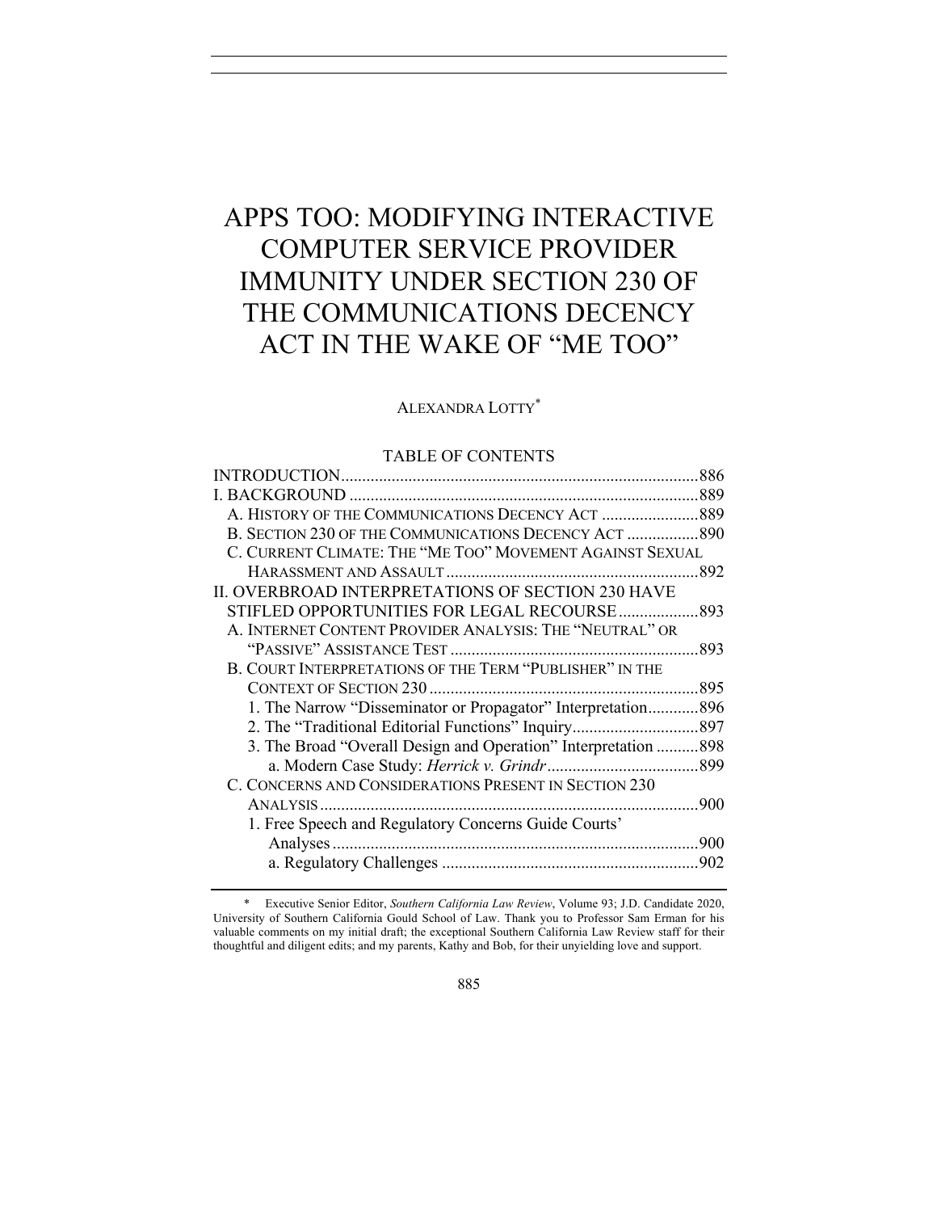# APPS TOO: MODIFYING INTERACTIVE COMPUTER SERVICE PROVIDER IMMUNITY UNDER SECTION 230 OF THE COMMUNICATIONS DECENCY ACT IN THE WAKE OF "ME TOO"

ALEXANDRA LOTTY*

## TABLE OF CONTENTS

INTRODUCTION .......... 886
I. BACKGROUND .......... 889
  A. HISTORY OF THE COMMUNICATIONS DECENCY ACT .......... 889
  B. SECTION 230 OF THE COMMUNICATIONS DECENCY ACT .......... 890
  C. CURRENT CLIMATE: THE "ME TOO" MOVEMENT AGAINST SEXUAL HARASSMENT AND ASSAULT .......... 892
II. OVERBROAD INTERPRETATIONS OF SECTION 230 HAVE STIFLED OPPORTUNITIES FOR LEGAL RECOURSE .......... 893
  A. INTERNET CONTENT PROVIDER ANALYSIS: THE "NEUTRAL" OR "PASSIVE" ASSISTANCE TEST .......... 893
  B. COURT INTERPRETATIONS OF THE TERM "PUBLISHER" IN THE CONTEXT OF SECTION 230 .......... 895
    1. The Narrow "Disseminator or Propagator" Interpretation .......... 896
    2. The "Traditional Editorial Functions" Inquiry .......... 897
    3. The Broad "Overall Design and Operation" Interpretation .......... 898
      a. Modern Case Study: *Herrick v. Grindr* .......... 899
  C. CONCERNS AND CONSIDERATIONS PRESENT IN SECTION 230 ANALYSIS .......... 900
    1. Free Speech and Regulatory Concerns Guide Courts' Analyses .......... 900
      a. Regulatory Challenges .......... 902

---

\* Executive Senior Editor, *Southern California Law Review*, Volume 93; J.D. Candidate 2020, University of Southern California Gould School of Law. Thank you to Professor Sam Erman for his valuable comments on my initial draft; the exceptional Southern California Law Review staff for their thoughtful and diligent edits; and my parents, Kathy and Bob, for their unyielding love and support.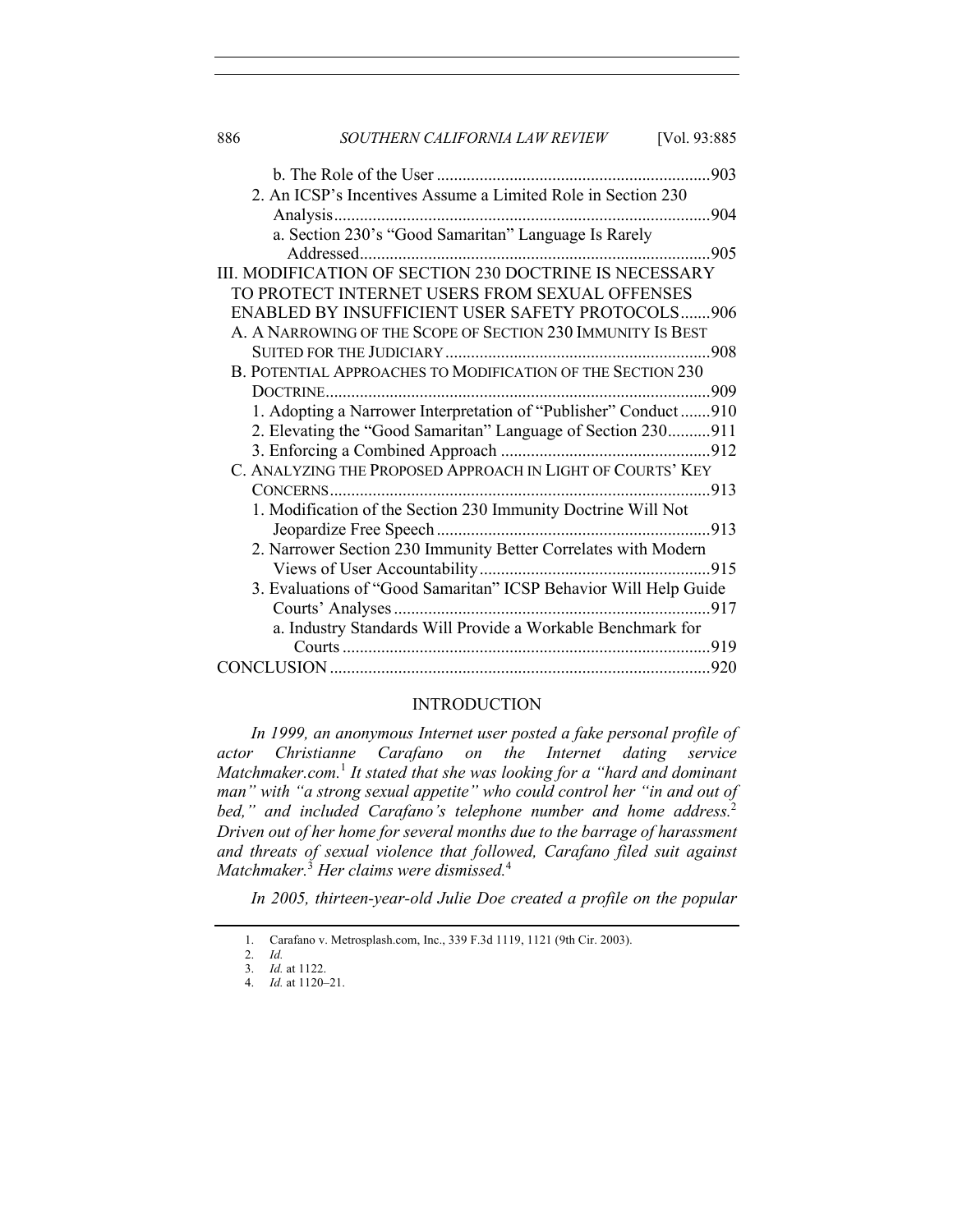b. The Role of the User ............................................................... 903

2. An ICSP's Incentives Assume a Limited Role in Section 230 Analysis ....................................................................................... 904

a. Section 230's "Good Samaritan" Language Is Rarely Addressed ................................................................................. 905

III. MODIFICATION OF SECTION 230 DOCTRINE IS NECESSARY TO PROTECT INTERNET USERS FROM SEXUAL OFFENSES ENABLED BY INSUFFICIENT USER SAFETY PROTOCOLS ....... 906

A. A NARROWING OF THE SCOPE OF SECTION 230 IMMUNITY IS BEST SUITED FOR THE JUDICIARY ............................................................. 908

B. POTENTIAL APPROACHES TO MODIFICATION OF THE SECTION 230 DOCTRINE ......................................................................................... 909

1. Adopting a Narrower Interpretation of "Publisher" Conduct ....... 910

2. Elevating the "Good Samaritan" Language of Section 230 .......... 911

3. Enforcing a Combined Approach ................................................ 912

C. ANALYZING THE PROPOSED APPROACH IN LIGHT OF COURTS' KEY CONCERNS ........................................................................................ 913

1. Modification of the Section 230 Immunity Doctrine Will Not Jeopardize Free Speech ............................................................... 913

2. Narrower Section 230 Immunity Better Correlates with Modern Views of User Accountability ..................................................... 915

3. Evaluations of "Good Samaritan" ICSP Behavior Will Help Guide Courts' Analyses ......................................................................... 917

a. Industry Standards Will Provide a Workable Benchmark for Courts ..................................................................................... 919

CONCLUSION ........................................................................................ 920

## INTRODUCTION

*In 1999, an anonymous Internet user posted a fake personal profile of actor Christianne Carafano on the Internet dating service Matchmaker.com.*[1] *It stated that she was looking for a "hard and dominant man" with "a strong sexual appetite" who could control her "in and out of bed," and included Carafano's telephone number and home address.*[2] *Driven out of her home for several months due to the barrage of harassment and threats of sexual violence that followed, Carafano filed suit against Matchmaker.*[3] *Her claims were dismissed.*[4]

*In 2005, thirteen-year-old Julie Doe created a profile on the popular*

---

1. Carafano v. Metrosplash.com, Inc., 339 F.3d 1119, 1121 (9th Cir. 2003).
2. *Id.*
3. *Id.* at 1122.
4. *Id.* at 1120–21.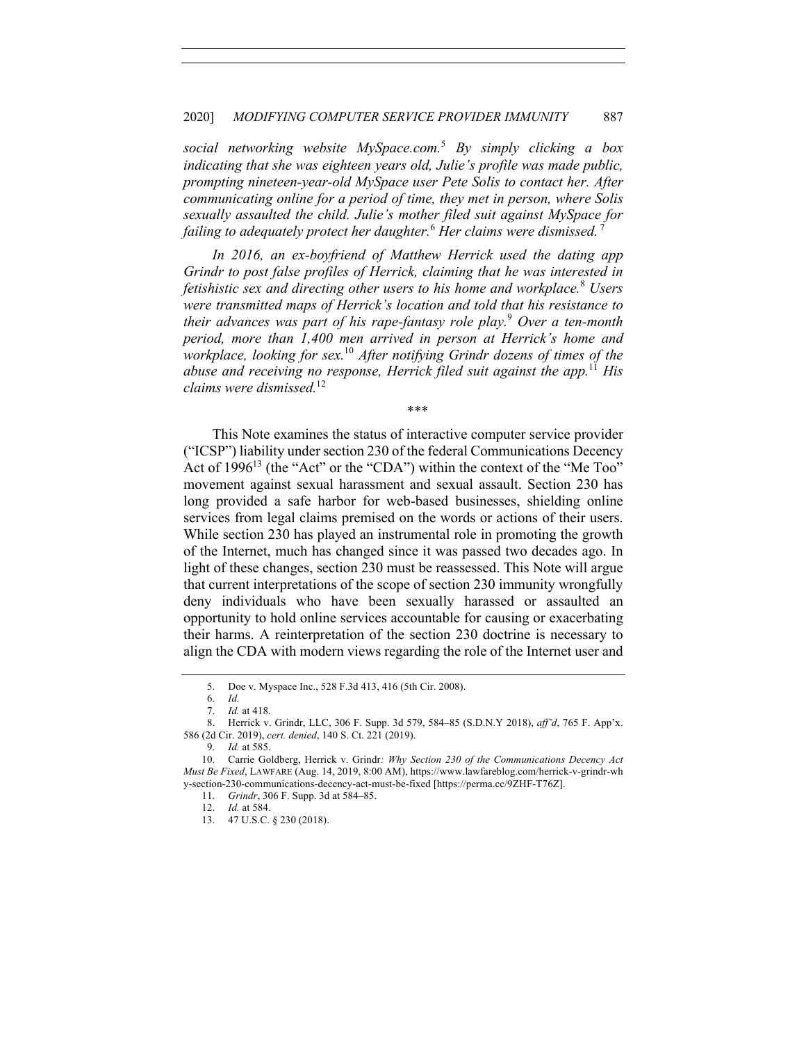*social networking website MySpace.com.*[5] *By simply clicking a box indicating that she was eighteen years old, Julie's profile was made public, prompting nineteen-year-old MySpace user Pete Solis to contact her. After communicating online for a period of time, they met in person, where Solis sexually assaulted the child. Julie's mother filed suit against MySpace for failing to adequately protect her daughter.*[6] *Her claims were dismissed.*[7]

*In 2016, an ex-boyfriend of Matthew Herrick used the dating app Grindr to post false profiles of Herrick, claiming that he was interested in fetishistic sex and directing other users to his home and workplace.*[8] *Users were transmitted maps of Herrick's location and told that his resistance to their advances was part of his rape-fantasy role play.*[9] *Over a ten-month period, more than 1,400 men arrived in person at Herrick's home and workplace, looking for sex.*[10] *After notifying Grindr dozens of times of the abuse and receiving no response, Herrick filed suit against the app.*[11] *His claims were dismissed.*[12]

\*\*\*

This Note examines the status of interactive computer service provider ("ICSP") liability under section 230 of the federal Communications Decency Act of 1996[13] (the "Act" or the "CDA") within the context of the "Me Too" movement against sexual harassment and sexual assault. Section 230 has long provided a safe harbor for web-based businesses, shielding online services from legal claims premised on the words or actions of their users. While section 230 has played an instrumental role in promoting the growth of the Internet, much has changed since it was passed two decades ago. In light of these changes, section 230 must be reassessed. This Note will argue that current interpretations of the scope of section 230 immunity wrongfully deny individuals who have been sexually harassed or assaulted an opportunity to hold online services accountable for causing or exacerbating their harms. A reinterpretation of the section 230 doctrine is necessary to align the CDA with modern views regarding the role of the Internet user and

---

5. Doe v. Myspace Inc., 528 F.3d 413, 416 (5th Cir. 2008).

6. *Id.*

7. *Id.* at 418.

8. Herrick v. Grindr, LLC, 306 F. Supp. 3d 579, 584–85 (S.D.N.Y 2018), *aff'd*, 765 F. App'x. 586 (2d Cir. 2019), *cert. denied*, 140 S. Ct. 221 (2019).

9. *Id.* at 585.

10. Carrie Goldberg, Herrick v. Grindr*: Why Section 230 of the Communications Decency Act Must Be Fixed*, LAWFARE (Aug. 14, 2019, 8:00 AM), https://www.lawfareblog.com/herrick-v-grindr-why-section-230-communications-decency-act-must-be-fixed [https://perma.cc/9ZHF-T76Z].

11. *Grindr*, 306 F. Supp. 3d at 584–85.

12. *Id.* at 584.

13. 47 U.S.C. § 230 (2018).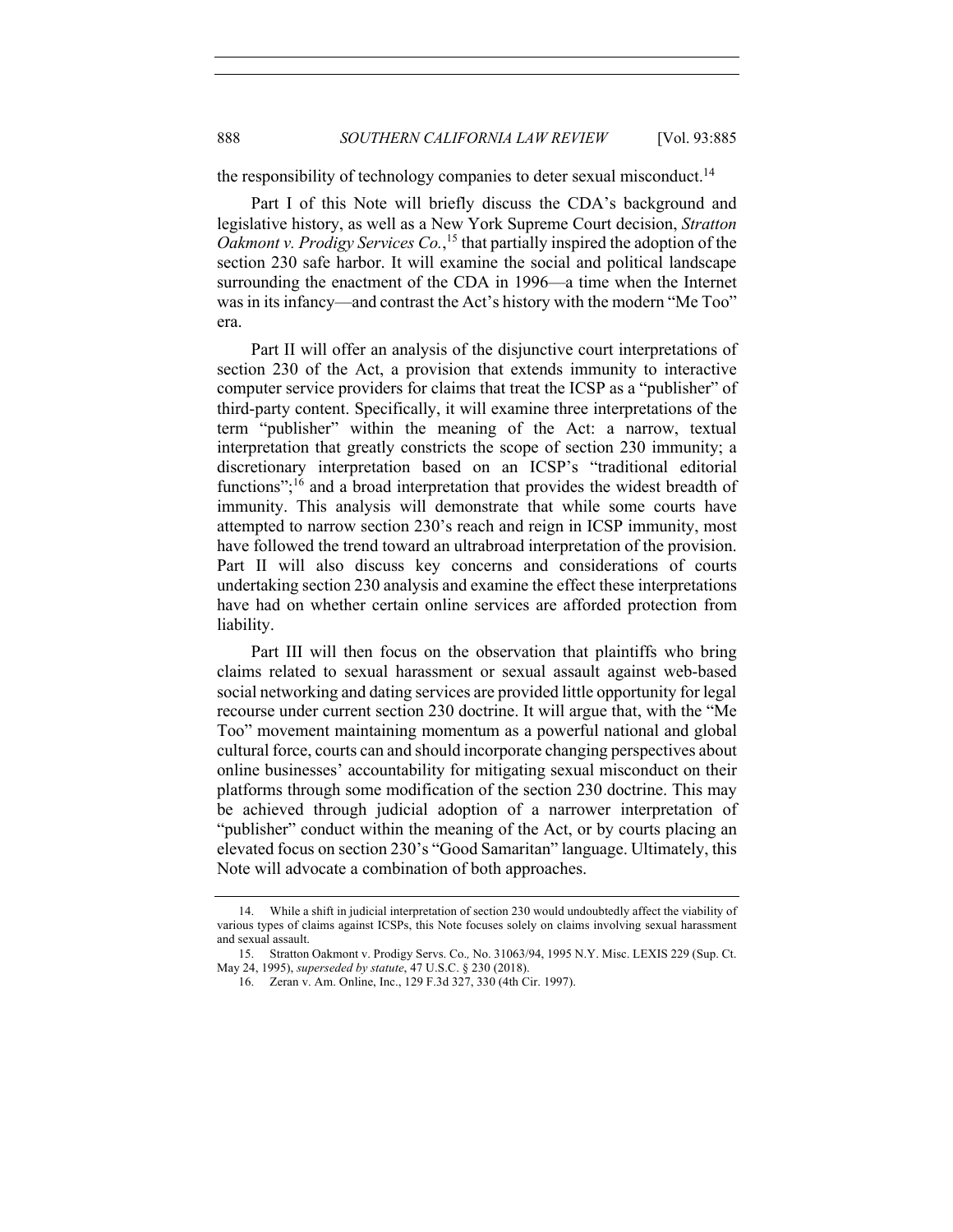the responsibility of technology companies to deter sexual misconduct.[14]

Part I of this Note will briefly discuss the CDA's background and legislative history, as well as a New York Supreme Court decision, *Stratton Oakmont v. Prodigy Services Co.*,[15] that partially inspired the adoption of the section 230 safe harbor. It will examine the social and political landscape surrounding the enactment of the CDA in 1996—a time when the Internet was in its infancy—and contrast the Act's history with the modern "Me Too" era.

Part II will offer an analysis of the disjunctive court interpretations of section 230 of the Act, a provision that extends immunity to interactive computer service providers for claims that treat the ICSP as a "publisher" of third-party content. Specifically, it will examine three interpretations of the term "publisher" within the meaning of the Act: a narrow, textual interpretation that greatly constricts the scope of section 230 immunity; a discretionary interpretation based on an ICSP's "traditional editorial functions";[16] and a broad interpretation that provides the widest breadth of immunity. This analysis will demonstrate that while some courts have attempted to narrow section 230's reach and reign in ICSP immunity, most have followed the trend toward an ultrabroad interpretation of the provision. Part II will also discuss key concerns and considerations of courts undertaking section 230 analysis and examine the effect these interpretations have had on whether certain online services are afforded protection from liability.

Part III will then focus on the observation that plaintiffs who bring claims related to sexual harassment or sexual assault against web-based social networking and dating services are provided little opportunity for legal recourse under current section 230 doctrine. It will argue that, with the "Me Too" movement maintaining momentum as a powerful national and global cultural force, courts can and should incorporate changing perspectives about online businesses' accountability for mitigating sexual misconduct on their platforms through some modification of the section 230 doctrine. This may be achieved through judicial adoption of a narrower interpretation of "publisher" conduct within the meaning of the Act, or by courts placing an elevated focus on section 230's "Good Samaritan" language. Ultimately, this Note will advocate a combination of both approaches.

---

14. While a shift in judicial interpretation of section 230 would undoubtedly affect the viability of various types of claims against ICSPs, this Note focuses solely on claims involving sexual harassment and sexual assault.

15. Stratton Oakmont v. Prodigy Servs. Co.*,* No. 31063/94, 1995 N.Y. Misc. LEXIS 229 (Sup. Ct. May 24, 1995), *superseded by statute*, 47 U.S.C. § 230 (2018).

16. Zeran v. Am. Online, Inc., 129 F.3d 327, 330 (4th Cir. 1997).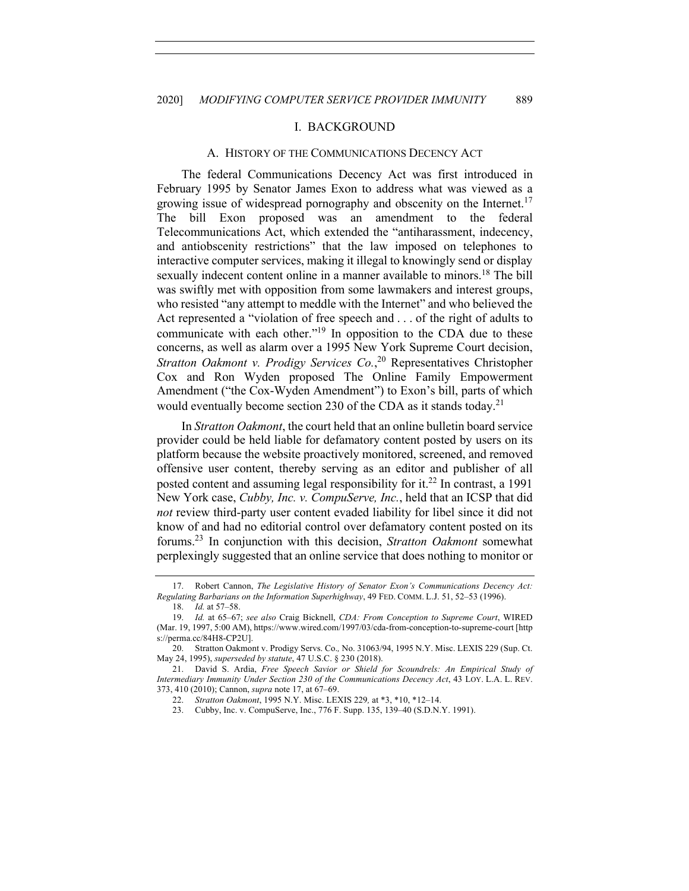# I. BACKGROUND

## A. HISTORY OF THE COMMUNICATIONS DECENCY ACT

The federal Communications Decency Act was first introduced in February 1995 by Senator James Exon to address what was viewed as a growing issue of widespread pornography and obscenity on the Internet.[17] The bill Exon proposed was an amendment to the federal Telecommunications Act, which extended the "antiharassment, indecency, and antiobscenity restrictions" that the law imposed on telephones to interactive computer services, making it illegal to knowingly send or display sexually indecent content online in a manner available to minors.[18] The bill was swiftly met with opposition from some lawmakers and interest groups, who resisted "any attempt to meddle with the Internet" and who believed the Act represented a "violation of free speech and . . . of the right of adults to communicate with each other."[19] In opposition to the CDA due to these concerns, as well as alarm over a 1995 New York Supreme Court decision, *Stratton Oakmont v. Prodigy Services Co.*,[20] Representatives Christopher Cox and Ron Wyden proposed The Online Family Empowerment Amendment ("the Cox-Wyden Amendment") to Exon's bill, parts of which would eventually become section 230 of the CDA as it stands today.[21]

In *Stratton Oakmont*, the court held that an online bulletin board service provider could be held liable for defamatory content posted by users on its platform because the website proactively monitored, screened, and removed offensive user content, thereby serving as an editor and publisher of all posted content and assuming legal responsibility for it.[22] In contrast, a 1991 New York case, *Cubby, Inc. v. CompuServe, Inc.*, held that an ICSP that did *not* review third-party user content evaded liability for libel since it did not know of and had no editorial control over defamatory content posted on its forums.[23] In conjunction with this decision, *Stratton Oakmont* somewhat perplexingly suggested that an online service that does nothing to monitor or

---

17. Robert Cannon, *The Legislative History of Senator Exon's Communications Decency Act: Regulating Barbarians on the Information Superhighway*, 49 FED. COMM. L.J. 51, 52–53 (1996).

18. *Id.* at 57–58.

19. *Id.* at 65–67; *see also* Craig Bicknell, *CDA: From Conception to Supreme Court*, WIRED (Mar. 19, 1997, 5:00 AM), https://www.wired.com/1997/03/cda-from-conception-to-supreme-court [https://perma.cc/84H8-CP2U].

20. Stratton Oakmont v. Prodigy Servs. Co., No. 31063/94, 1995 N.Y. Misc. LEXIS 229 (Sup. Ct. May 24, 1995), *superseded by statute*, 47 U.S.C. § 230 (2018).

21. David S. Ardia, *Free Speech Savior or Shield for Scoundrels: An Empirical Study of Intermediary Immunity Under Section 230 of the Communications Decency Act*, 43 LOY. L.A. L. REV. 373, 410 (2010); Cannon, *supra* note 17, at 67–69.

22. *Stratton Oakmont*, 1995 N.Y. Misc. LEXIS 229, at *3, *10, *12–14.

23. Cubby, Inc. v. CompuServe, Inc., 776 F. Supp. 135, 139–40 (S.D.N.Y. 1991).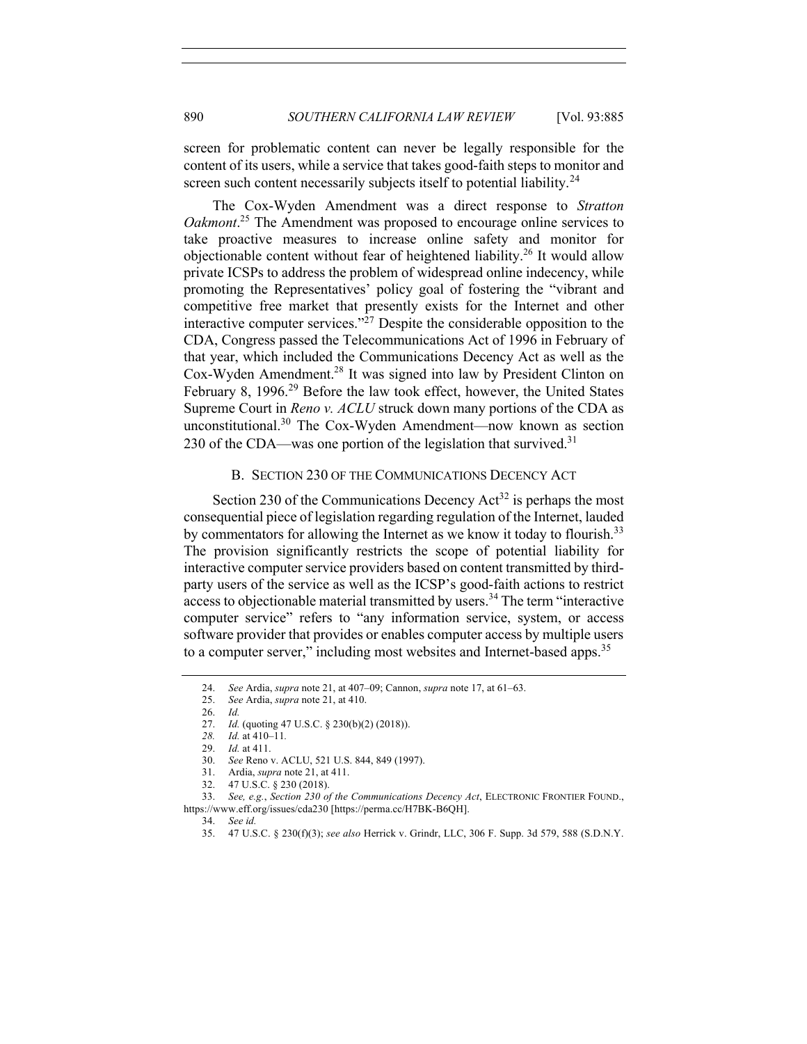screen for problematic content can never be legally responsible for the content of its users, while a service that takes good-faith steps to monitor and screen such content necessarily subjects itself to potential liability.[24]

The Cox-Wyden Amendment was a direct response to *Stratton Oakmont*.[25] The Amendment was proposed to encourage online services to take proactive measures to increase online safety and monitor for objectionable content without fear of heightened liability.[26] It would allow private ICSPs to address the problem of widespread online indecency, while promoting the Representatives' policy goal of fostering the "vibrant and competitive free market that presently exists for the Internet and other interactive computer services."[27] Despite the considerable opposition to the CDA, Congress passed the Telecommunications Act of 1996 in February of that year, which included the Communications Decency Act as well as the Cox-Wyden Amendment.[28] It was signed into law by President Clinton on February 8, 1996.[29] Before the law took effect, however, the United States Supreme Court in *Reno v. ACLU* struck down many portions of the CDA as unconstitutional.[30] The Cox-Wyden Amendment—now known as section 230 of the CDA—was one portion of the legislation that survived.[31]

### B. Section 230 of the Communications Decency Act

Section 230 of the Communications Decency Act[32] is perhaps the most consequential piece of legislation regarding regulation of the Internet, lauded by commentators for allowing the Internet as we know it today to flourish.[33] The provision significantly restricts the scope of potential liability for interactive computer service providers based on content transmitted by third-party users of the service as well as the ICSP's good-faith actions to restrict access to objectionable material transmitted by users.[34] The term "interactive computer service" refers to "any information service, system, or access software provider that provides or enables computer access by multiple users to a computer server," including most websites and Internet-based apps.[35]

---

24. *See* Ardia, *supra* note 21, at 407–09; Cannon, *supra* note 17, at 61–63.
25. *See* Ardia, *supra* note 21, at 410.
26. *Id.*
27. *Id.* (quoting 47 U.S.C. § 230(b)(2) (2018)).
28. *Id.* at 410–11.
29. *Id.* at 411.
30. *See* Reno v. ACLU, 521 U.S. 844, 849 (1997).
31. Ardia, *supra* note 21, at 411.
32. 47 U.S.C. § 230 (2018).
33. *See, e.g.*, *Section 230 of the Communications Decency Act*, Electronic Frontier Found., https://www.eff.org/issues/cda230 [https://perma.cc/H7BK-B6QH].
34. *See id.*
35. 47 U.S.C. § 230(f)(3); *see also* Herrick v. Grindr, LLC, 306 F. Supp. 3d 579, 588 (S.D.N.Y.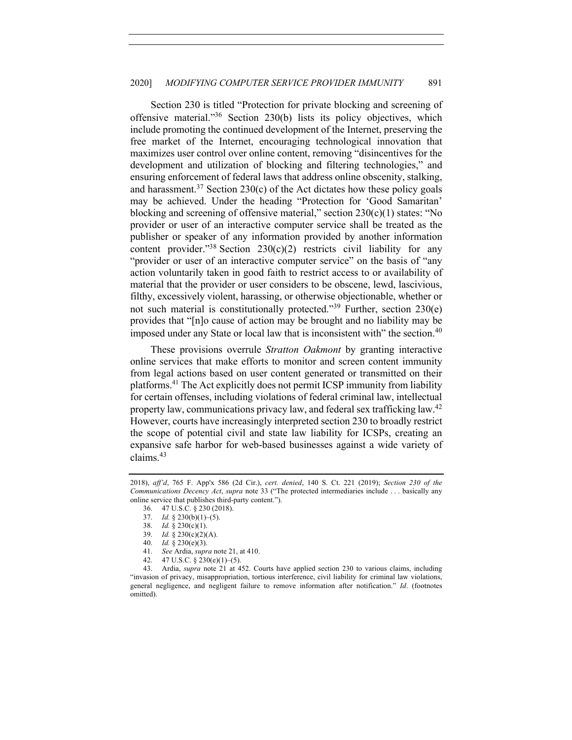Section 230 is titled "Protection for private blocking and screening of offensive material."[36] Section 230(b) lists its policy objectives, which include promoting the continued development of the Internet, preserving the free market of the Internet, encouraging technological innovation that maximizes user control over online content, removing "disincentives for the development and utilization of blocking and filtering technologies," and ensuring enforcement of federal laws that address online obscenity, stalking, and harassment.[37] Section 230(c) of the Act dictates how these policy goals may be achieved. Under the heading "Protection for 'Good Samaritan' blocking and screening of offensive material," section 230(c)(1) states: "No provider or user of an interactive computer service shall be treated as the publisher or speaker of any information provided by another information content provider."[38] Section 230(c)(2) restricts civil liability for any "provider or user of an interactive computer service" on the basis of "any action voluntarily taken in good faith to restrict access to or availability of material that the provider or user considers to be obscene, lewd, lascivious, filthy, excessively violent, harassing, or otherwise objectionable, whether or not such material is constitutionally protected."[39] Further, section 230(e) provides that "[n]o cause of action may be brought and no liability may be imposed under any State or local law that is inconsistent with" the section.[40]

These provisions overrule *Stratton Oakmont* by granting interactive online services that make efforts to monitor and screen content immunity from legal actions based on user content generated or transmitted on their platforms.[41] The Act explicitly does not permit ICSP immunity from liability for certain offenses, including violations of federal criminal law, intellectual property law, communications privacy law, and federal sex trafficking law.[42] However, courts have increasingly interpreted section 230 to broadly restrict the scope of potential civil and state law liability for ICSPs, creating an expansive safe harbor for web-based businesses against a wide variety of claims.[43]

---

2018), *aff'd*, 765 F. App'x 586 (2d Cir.), *cert. denied*, 140 S. Ct. 221 (2019); *Section 230 of the Communications Decency Act*, *supra* note 33 ("The protected intermediaries include . . . basically any online service that publishes third-party content.").

36. 47 U.S.C. § 230 (2018).

37. *Id.* § 230(b)(1)–(5).

38. *Id.* § 230(c)(1).

39. *Id.* § 230(c)(2)(A).

40. *Id.* § 230(e)(3).

41. *See* Ardia, *supra* note 21, at 410.

42. 47 U.S.C. § 230(e)(1)–(5).

43. Ardia, *supra* note 21 at 452. Courts have applied section 230 to various claims, including "invasion of privacy, misappropriation, tortious interference, civil liability for criminal law violations, general negligence, and negligent failure to remove information after notification." *Id*. (footnotes omitted).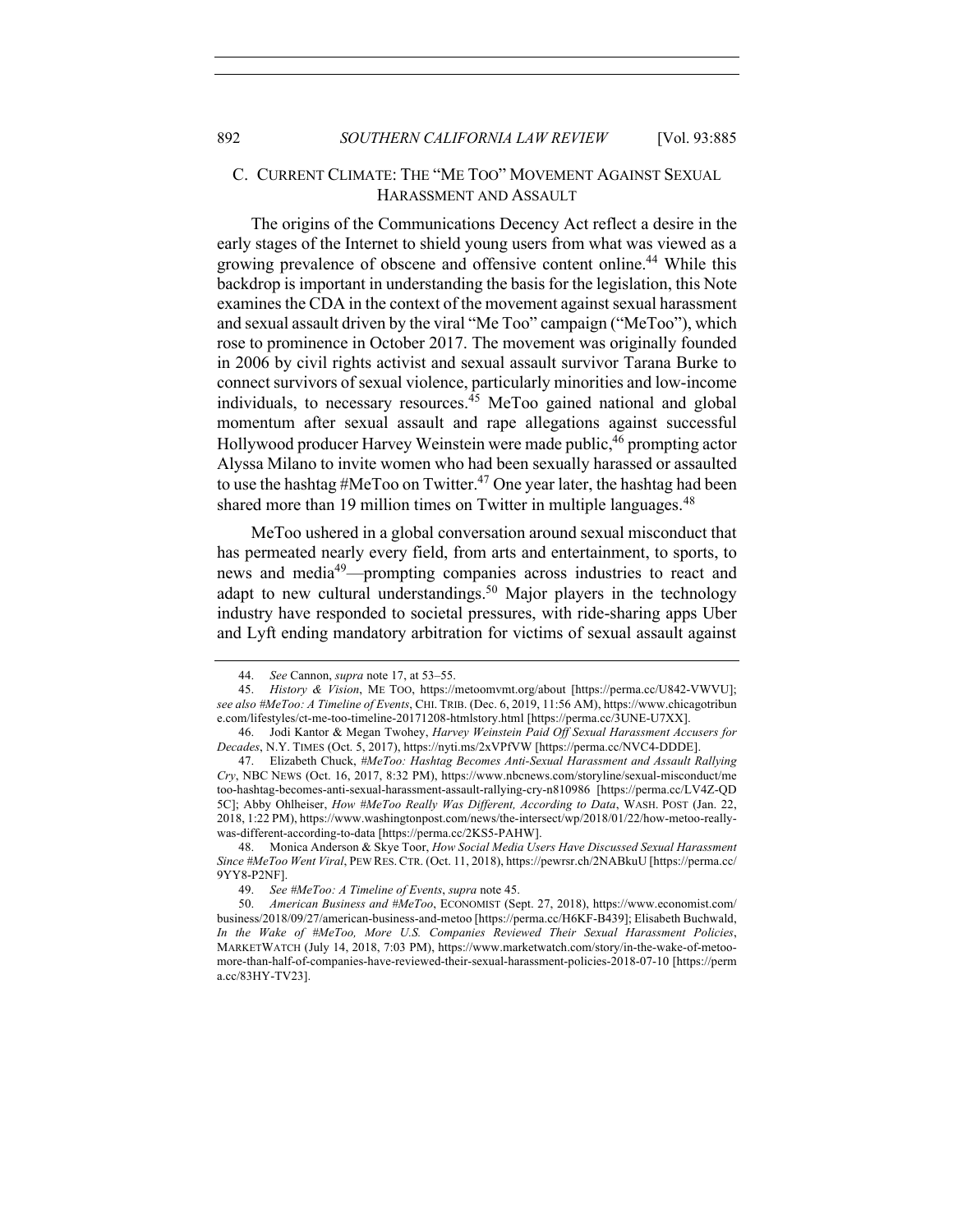### C. CURRENT CLIMATE: THE "ME TOO" MOVEMENT AGAINST SEXUAL HARASSMENT AND ASSAULT

The origins of the Communications Decency Act reflect a desire in the early stages of the Internet to shield young users from what was viewed as a growing prevalence of obscene and offensive content online.[44] While this backdrop is important in understanding the basis for the legislation, this Note examines the CDA in the context of the movement against sexual harassment and sexual assault driven by the viral "Me Too" campaign ("MeToo"), which rose to prominence in October 2017. The movement was originally founded in 2006 by civil rights activist and sexual assault survivor Tarana Burke to connect survivors of sexual violence, particularly minorities and low-income individuals, to necessary resources.[45] MeToo gained national and global momentum after sexual assault and rape allegations against successful Hollywood producer Harvey Weinstein were made public,[46] prompting actor Alyssa Milano to invite women who had been sexually harassed or assaulted to use the hashtag #MeToo on Twitter.[47] One year later, the hashtag had been shared more than 19 million times on Twitter in multiple languages.[48]

MeToo ushered in a global conversation around sexual misconduct that has permeated nearly every field, from arts and entertainment, to sports, to news and media[49]—prompting companies across industries to react and adapt to new cultural understandings.[50] Major players in the technology industry have responded to societal pressures, with ride-sharing apps Uber and Lyft ending mandatory arbitration for victims of sexual assault against

---

44. *See* Cannon, *supra* note 17, at 53–55.

45. *History & Vision*, ME TOO, https://metoomvmt.org/about [https://perma.cc/U842-VWVU]; *see also #MeToo: A Timeline of Events*, CHI. TRIB. (Dec. 6, 2019, 11:56 AM), https://www.chicagotribune.com/lifestyles/ct-me-too-timeline-20171208-htmlstory.html [https://perma.cc/3UNE-U7XX].

46. Jodi Kantor & Megan Twohey, *Harvey Weinstein Paid Off Sexual Harassment Accusers for Decades*, N.Y. TIMES (Oct. 5, 2017), https://nyti.ms/2xVPfVW [https://perma.cc/NVC4-DDDE].

47. Elizabeth Chuck, *#MeToo: Hashtag Becomes Anti-Sexual Harassment and Assault Rallying Cry*, NBC NEWS (Oct. 16, 2017, 8:32 PM), https://www.nbcnews.com/storyline/sexual-misconduct/metoo-hashtag-becomes-anti-sexual-harassment-assault-rallying-cry-n810986 [https://perma.cc/LV4Z-QD5C]; Abby Ohlheiser, *How #MeToo Really Was Different, According to Data*, WASH. POST (Jan. 22, 2018, 1:22 PM), https://www.washingtonpost.com/news/the-intersect/wp/2018/01/22/how-metoo-really-was-different-according-to-data [https://perma.cc/2KS5-PAHW].

48. Monica Anderson & Skye Toor, *How Social Media Users Have Discussed Sexual Harassment Since #MeToo Went Viral*, PEW RES. CTR. (Oct. 11, 2018), https://pewrsr.ch/2NABkuU [https://perma.cc/9YY8-P2NF].

49. *See #MeToo: A Timeline of Events*, *supra* note 45.

50. *American Business and #MeToo*, ECONOMIST (Sept. 27, 2018), https://www.economist.com/business/2018/09/27/american-business-and-metoo [https://perma.cc/H6KF-B439]; Elisabeth Buchwald, *In the Wake of #MeToo, More U.S. Companies Reviewed Their Sexual Harassment Policies*, MARKETWATCH (July 14, 2018, 7:03 PM), https://www.marketwatch.com/story/in-the-wake-of-metoo-more-than-half-of-companies-have-reviewed-their-sexual-harassment-policies-2018-07-10 [https://perma.cc/83HY-TV23].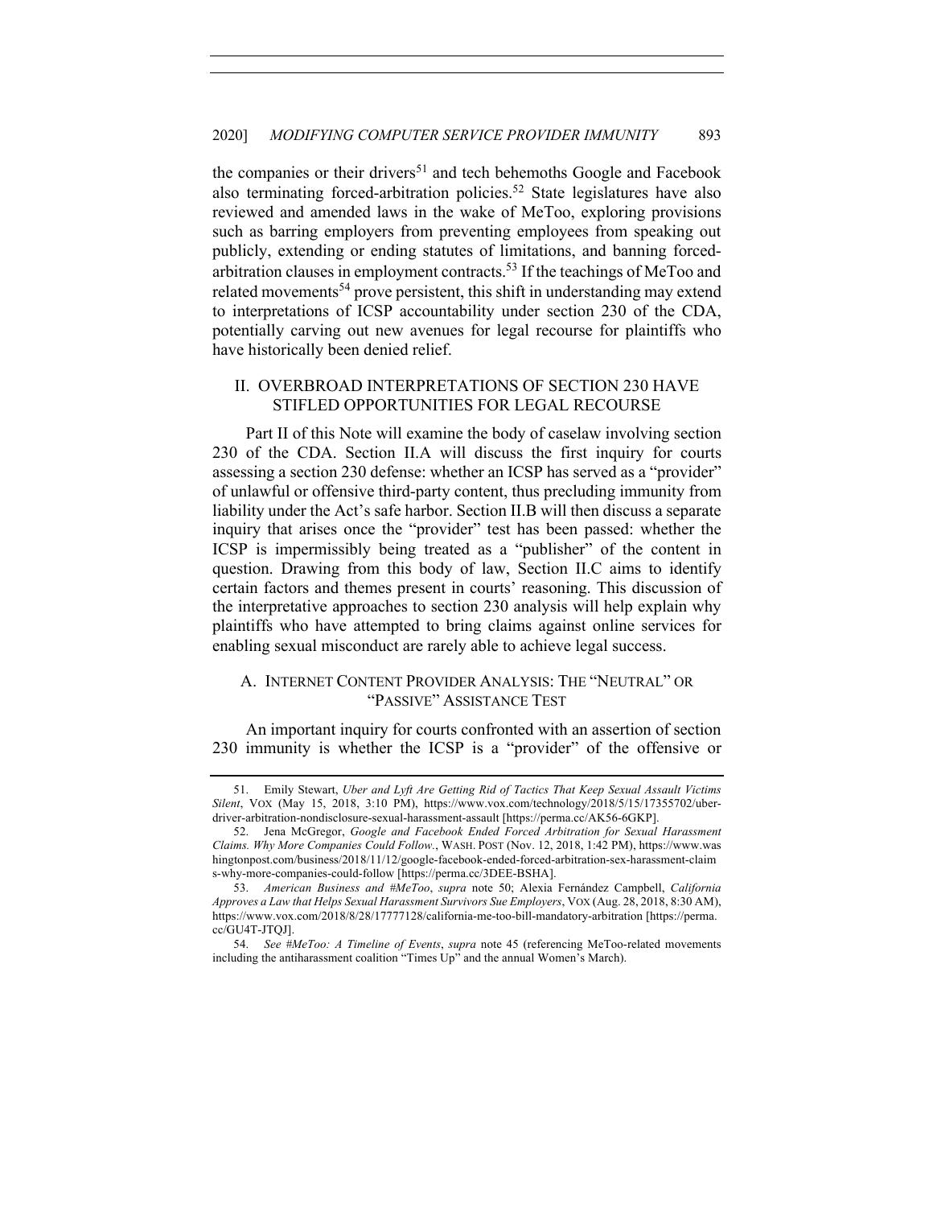the companies or their drivers[51] and tech behemoths Google and Facebook also terminating forced-arbitration policies.[52] State legislatures have also reviewed and amended laws in the wake of MeToo, exploring provisions such as barring employers from preventing employees from speaking out publicly, extending or ending statutes of limitations, and banning forced-arbitration clauses in employment contracts.[53] If the teachings of MeToo and related movements[54] prove persistent, this shift in understanding may extend to interpretations of ICSP accountability under section 230 of the CDA, potentially carving out new avenues for legal recourse for plaintiffs who have historically been denied relief.

## II. OVERBROAD INTERPRETATIONS OF SECTION 230 HAVE STIFLED OPPORTUNITIES FOR LEGAL RECOURSE

Part II of this Note will examine the body of caselaw involving section 230 of the CDA. Section II.A will discuss the first inquiry for courts assessing a section 230 defense: whether an ICSP has served as a "provider" of unlawful or offensive third-party content, thus precluding immunity from liability under the Act's safe harbor. Section II.B will then discuss a separate inquiry that arises once the "provider" test has been passed: whether the ICSP is impermissibly being treated as a "publisher" of the content in question. Drawing from this body of law, Section II.C aims to identify certain factors and themes present in courts' reasoning. This discussion of the interpretative approaches to section 230 analysis will help explain why plaintiffs who have attempted to bring claims against online services for enabling sexual misconduct are rarely able to achieve legal success.

### A. INTERNET CONTENT PROVIDER ANALYSIS: THE "NEUTRAL" OR "PASSIVE" ASSISTANCE TEST

An important inquiry for courts confronted with an assertion of section 230 immunity is whether the ICSP is a "provider" of the offensive or

---

51. Emily Stewart, *Uber and Lyft Are Getting Rid of Tactics That Keep Sexual Assault Victims Silent*, VOX (May 15, 2018, 3:10 PM), https://www.vox.com/technology/2018/5/15/17355702/uber-driver-arbitration-nondisclosure-sexual-harassment-assault [https://perma.cc/AK56-6GKP].

52. Jena McGregor, *Google and Facebook Ended Forced Arbitration for Sexual Harassment Claims. Why More Companies Could Follow.*, WASH. POST (Nov. 12, 2018, 1:42 PM), https://www.washingtonpost.com/business/2018/11/12/google-facebook-ended-forced-arbitration-sex-harassment-claims-why-more-companies-could-follow [https://perma.cc/3DEE-BSHA].

53. *American Business and #MeToo*, *supra* note 50; Alexia Fernández Campbell, *California Approves a Law that Helps Sexual Harassment Survivors Sue Employers*, VOX (Aug. 28, 2018, 8:30 AM), https://www.vox.com/2018/8/28/17777128/california-me-too-bill-mandatory-arbitration [https://perma.cc/GU4T-JTQJ].

54. *See #MeToo: A Timeline of Events*, *supra* note 45 (referencing MeToo-related movements including the antiharassment coalition "Times Up" and the annual Women's March).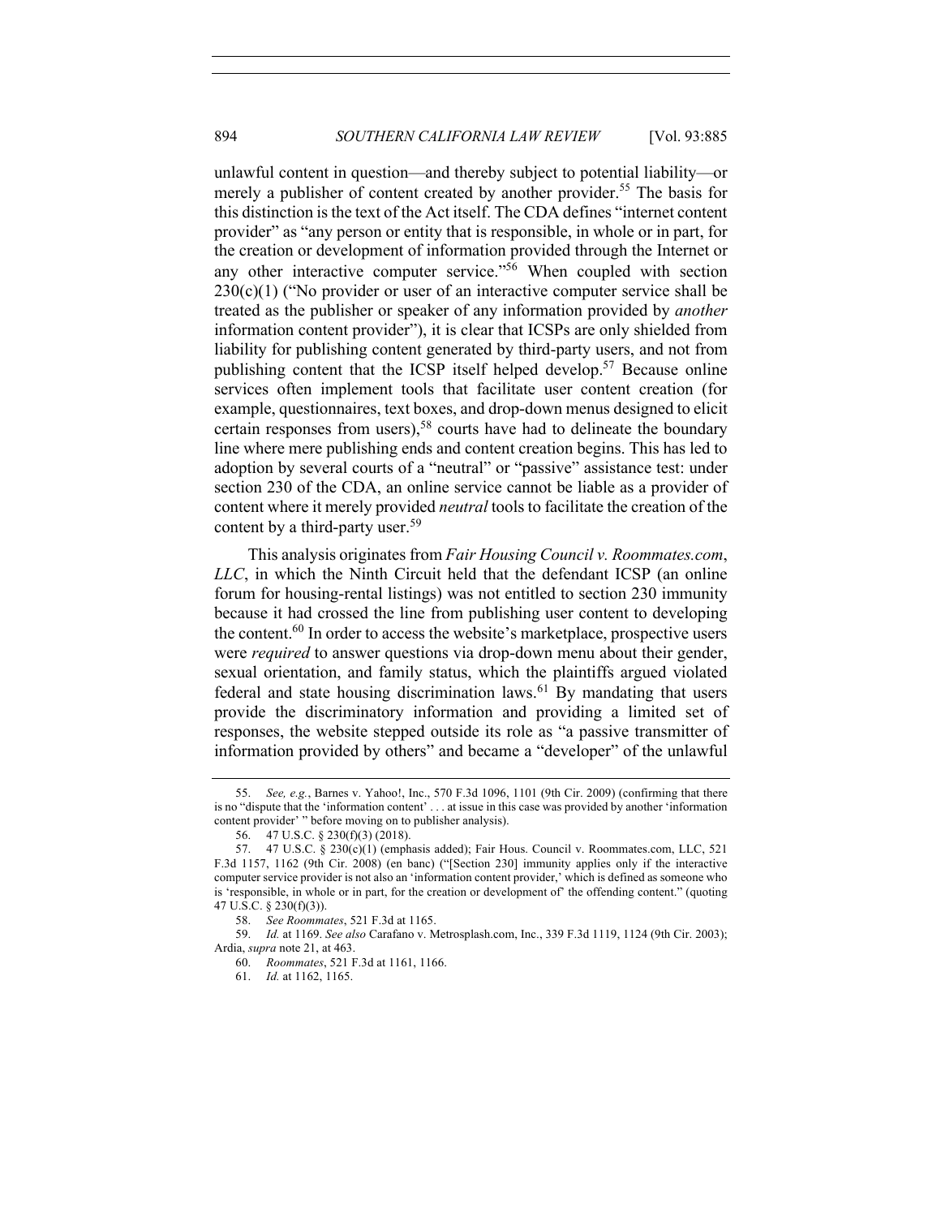unlawful content in question—and thereby subject to potential liability—or merely a publisher of content created by another provider.[55] The basis for this distinction is the text of the Act itself. The CDA defines "internet content provider" as "any person or entity that is responsible, in whole or in part, for the creation or development of information provided through the Internet or any other interactive computer service."[56] When coupled with section 230(c)(1) ("No provider or user of an interactive computer service shall be treated as the publisher or speaker of any information provided by *another* information content provider"), it is clear that ICSPs are only shielded from liability for publishing content generated by third-party users, and not from publishing content that the ICSP itself helped develop.[57] Because online services often implement tools that facilitate user content creation (for example, questionnaires, text boxes, and drop-down menus designed to elicit certain responses from users),[58] courts have had to delineate the boundary line where mere publishing ends and content creation begins. This has led to adoption by several courts of a "neutral" or "passive" assistance test: under section 230 of the CDA, an online service cannot be liable as a provider of content where it merely provided *neutral* tools to facilitate the creation of the content by a third-party user.[59]

This analysis originates from *Fair Housing Council v. Roommates.com, LLC*, in which the Ninth Circuit held that the defendant ICSP (an online forum for housing-rental listings) was not entitled to section 230 immunity because it had crossed the line from publishing user content to developing the content.[60] In order to access the website's marketplace, prospective users were *required* to answer questions via drop-down menu about their gender, sexual orientation, and family status, which the plaintiffs argued violated federal and state housing discrimination laws.[61] By mandating that users provide the discriminatory information and providing a limited set of responses, the website stepped outside its role as "a passive transmitter of information provided by others" and became a "developer" of the unlawful

---

55. *See, e.g.*, Barnes v. Yahoo!, Inc., 570 F.3d 1096, 1101 (9th Cir. 2009) (confirming that there is no "dispute that the 'information content' . . . at issue in this case was provided by another 'information content provider' " before moving on to publisher analysis).

56. 47 U.S.C. § 230(f)(3) (2018).

57. 47 U.S.C. § 230(c)(1) (emphasis added); Fair Hous. Council v. Roommates.com, LLC, 521 F.3d 1157, 1162 (9th Cir. 2008) (en banc) ("[Section 230] immunity applies only if the interactive computer service provider is not also an 'information content provider,' which is defined as someone who is 'responsible, in whole or in part, for the creation or development of' the offending content." (quoting 47 U.S.C. § 230(f)(3)).

58. *See Roommates*, 521 F.3d at 1165.

59. *Id.* at 1169. *See also* Carafano v. Metrosplash.com, Inc., 339 F.3d 1119, 1124 (9th Cir. 2003); Ardia, *supra* note 21, at 463.

60. *Roommates*, 521 F.3d at 1161, 1166.

61. *Id.* at 1162, 1165.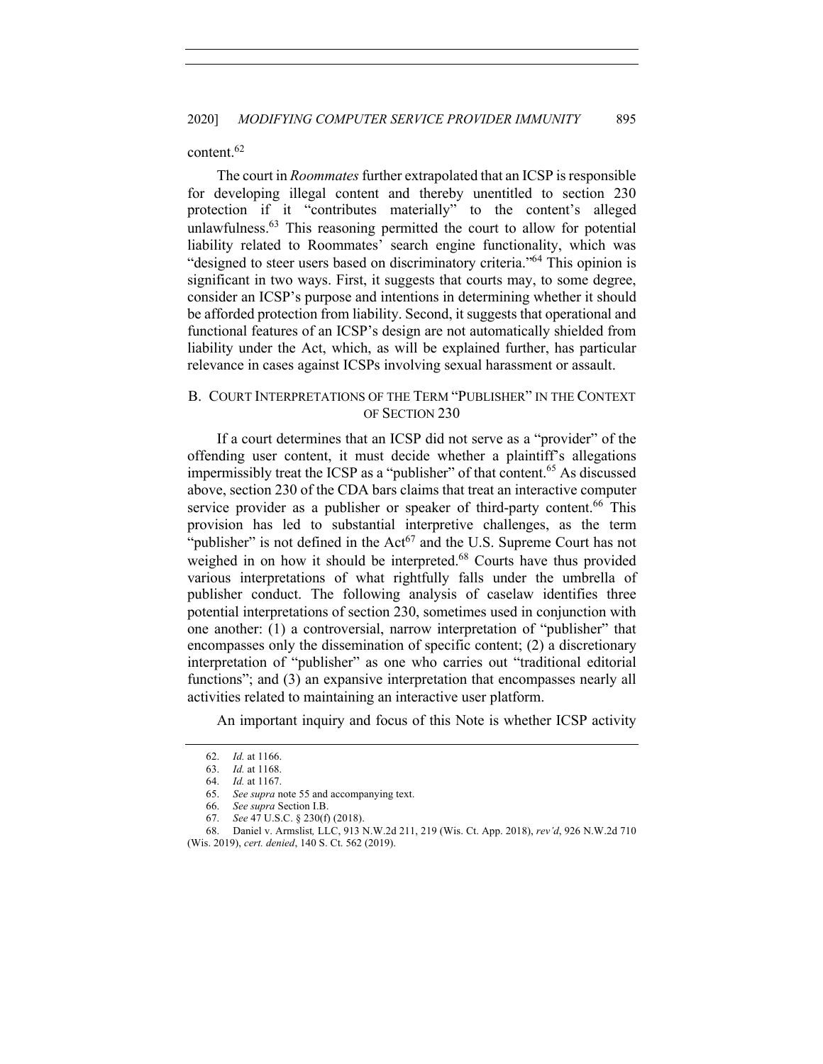content.[62]

The court in *Roommates* further extrapolated that an ICSP is responsible for developing illegal content and thereby unentitled to section 230 protection if it "contributes materially" to the content's alleged unlawfulness.[63] This reasoning permitted the court to allow for potential liability related to Roommates' search engine functionality, which was "designed to steer users based on discriminatory criteria."[64] This opinion is significant in two ways. First, it suggests that courts may, to some degree, consider an ICSP's purpose and intentions in determining whether it should be afforded protection from liability. Second, it suggests that operational and functional features of an ICSP's design are not automatically shielded from liability under the Act, which, as will be explained further, has particular relevance in cases against ICSPs involving sexual harassment or assault.

## B. COURT INTERPRETATIONS OF THE TERM "PUBLISHER" IN THE CONTEXT OF SECTION 230

If a court determines that an ICSP did not serve as a "provider" of the offending user content, it must decide whether a plaintiff's allegations impermissibly treat the ICSP as a "publisher" of that content.[65] As discussed above, section 230 of the CDA bars claims that treat an interactive computer service provider as a publisher or speaker of third-party content.[66] This provision has led to substantial interpretive challenges, as the term "publisher" is not defined in the Act[67] and the U.S. Supreme Court has not weighed in on how it should be interpreted.[68] Courts have thus provided various interpretations of what rightfully falls under the umbrella of publisher conduct. The following analysis of caselaw identifies three potential interpretations of section 230, sometimes used in conjunction with one another: (1) a controversial, narrow interpretation of "publisher" that encompasses only the dissemination of specific content; (2) a discretionary interpretation of "publisher" as one who carries out "traditional editorial functions"; and (3) an expansive interpretation that encompasses nearly all activities related to maintaining an interactive user platform.

An important inquiry and focus of this Note is whether ICSP activity

---

62. *Id.* at 1166.

63. *Id.* at 1168.

64. *Id.* at 1167.

65. *See supra* note 55 and accompanying text.

66. *See supra* Section I.B.

67. *See* 47 U.S.C. § 230(f) (2018).

68. Daniel v. Armslist, LLC, 913 N.W.2d 211, 219 (Wis. Ct. App. 2018), *rev'd*, 926 N.W.2d 710 (Wis. 2019), *cert. denied*, 140 S. Ct. 562 (2019).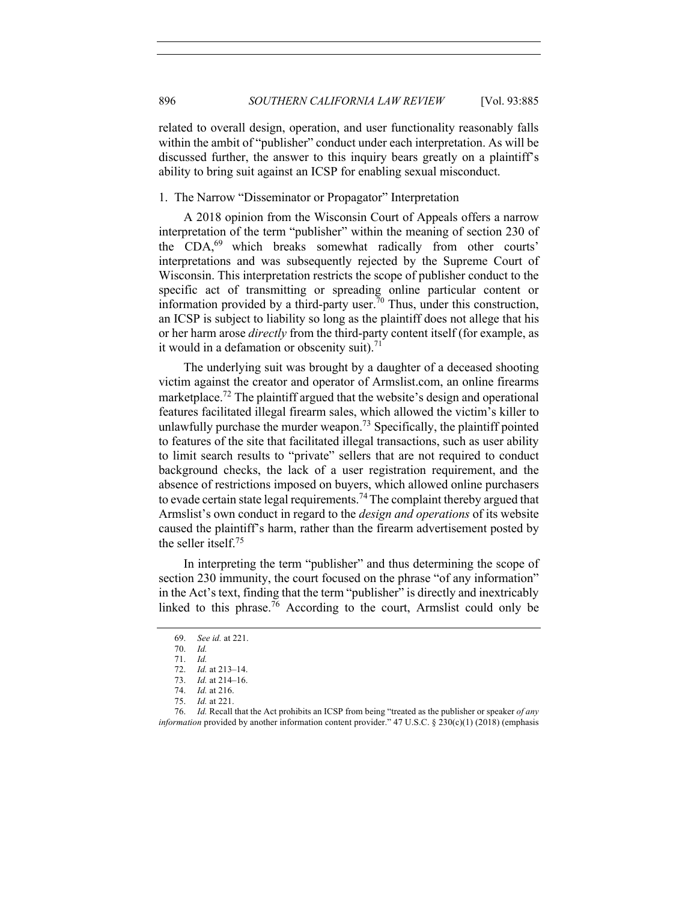related to overall design, operation, and user functionality reasonably falls within the ambit of "publisher" conduct under each interpretation. As will be discussed further, the answer to this inquiry bears greatly on a plaintiff's ability to bring suit against an ICSP for enabling sexual misconduct.

### 1. The Narrow "Disseminator or Propagator" Interpretation

A 2018 opinion from the Wisconsin Court of Appeals offers a narrow interpretation of the term "publisher" within the meaning of section 230 of the CDA,[69] which breaks somewhat radically from other courts' interpretations and was subsequently rejected by the Supreme Court of Wisconsin. This interpretation restricts the scope of publisher conduct to the specific act of transmitting or spreading online particular content or information provided by a third-party user.[70] Thus, under this construction, an ICSP is subject to liability so long as the plaintiff does not allege that his or her harm arose *directly* from the third-party content itself (for example, as it would in a defamation or obscenity suit).[71]

The underlying suit was brought by a daughter of a deceased shooting victim against the creator and operator of Armslist.com, an online firearms marketplace.[72] The plaintiff argued that the website's design and operational features facilitated illegal firearm sales, which allowed the victim's killer to unlawfully purchase the murder weapon.[73] Specifically, the plaintiff pointed to features of the site that facilitated illegal transactions, such as user ability to limit search results to "private" sellers that are not required to conduct background checks, the lack of a user registration requirement, and the absence of restrictions imposed on buyers, which allowed online purchasers to evade certain state legal requirements.[74] The complaint thereby argued that Armslist's own conduct in regard to the *design and operations* of its website caused the plaintiff's harm, rather than the firearm advertisement posted by the seller itself.[75]

In interpreting the term "publisher" and thus determining the scope of section 230 immunity, the court focused on the phrase "of any information" in the Act's text, finding that the term "publisher" is directly and inextricably linked to this phrase.[76] According to the court, Armslist could only be

---

69. *See id.* at 221.

70. *Id.*

71. *Id.*

72. *Id.* at 213–14.

73. *Id.* at 214–16.

74. *Id.* at 216.

75. *Id.* at 221.

76. *Id.* Recall that the Act prohibits an ICSP from being "treated as the publisher or speaker *of any information* provided by another information content provider." 47 U.S.C. § 230(c)(1) (2018) (emphasis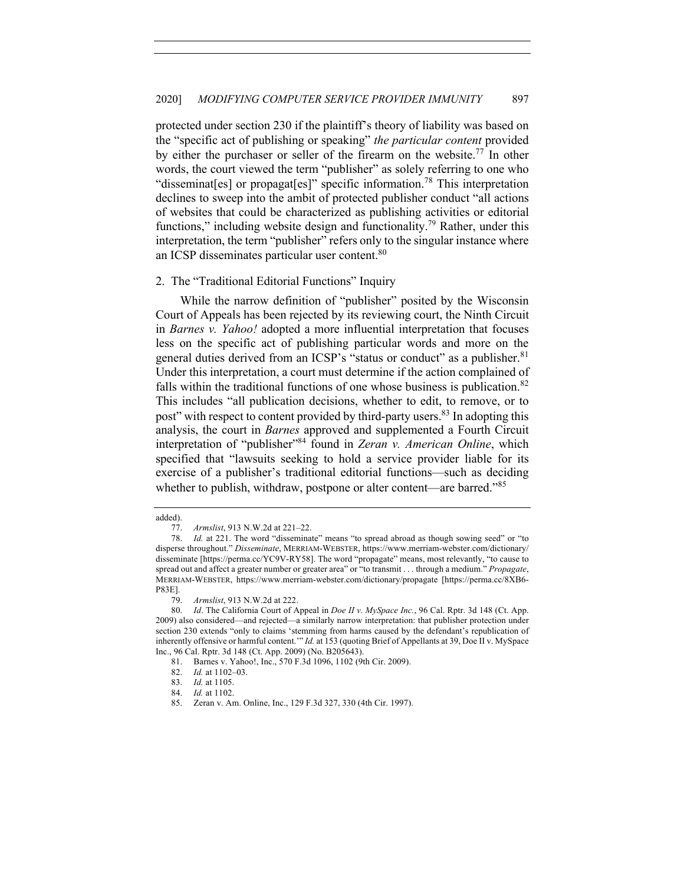protected under section 230 if the plaintiff's theory of liability was based on the "specific act of publishing or speaking" *the particular content* provided by either the purchaser or seller of the firearm on the website.[77] In other words, the court viewed the term "publisher" as solely referring to one who "disseminat[es] or propagat[es]" specific information.[78] This interpretation declines to sweep into the ambit of protected publisher conduct "all actions of websites that could be characterized as publishing activities or editorial functions," including website design and functionality.[79] Rather, under this interpretation, the term "publisher" refers only to the singular instance where an ICSP disseminates particular user content.[80]

### 2. The "Traditional Editorial Functions" Inquiry

While the narrow definition of "publisher" posited by the Wisconsin Court of Appeals has been rejected by its reviewing court, the Ninth Circuit in *Barnes v. Yahoo!* adopted a more influential interpretation that focuses less on the specific act of publishing particular words and more on the general duties derived from an ICSP's "status or conduct" as a publisher.[81] Under this interpretation, a court must determine if the action complained of falls within the traditional functions of one whose business is publication.[82] This includes "all publication decisions, whether to edit, to remove, or to post" with respect to content provided by third-party users.[83] In adopting this analysis, the court in *Barnes* approved and supplemented a Fourth Circuit interpretation of "publisher"[84] found in *Zeran v. American Online*, which specified that "lawsuits seeking to hold a service provider liable for its exercise of a publisher's traditional editorial functions—such as deciding whether to publish, withdraw, postpone or alter content—are barred."[85]

---

added).

77. *Armslist*, 913 N.W.2d at 221–22.

78. *Id.* at 221. The word "disseminate" means "to spread abroad as though sowing seed" or "to disperse throughout." *Disseminate*, MERRIAM-WEBSTER, https://www.merriam-webster.com/dictionary/disseminate [https://perma.cc/YC9V-RY58]. The word "propagate" means, most relevantly, "to cause to spread out and affect a greater number or greater area" or "to transmit . . . through a medium." *Propagate*, MERRIAM-WEBSTER, https://www.merriam-webster.com/dictionary/propagate [https://perma.cc/8XB6-P83E].

79. *Armslist*, 913 N.W.2d at 222.

80. *Id*. The California Court of Appeal in *Doe II v. MySpace Inc.*, 96 Cal. Rptr. 3d 148 (Ct. App. 2009) also considered—and rejected—a similarly narrow interpretation: that publisher protection under section 230 extends "only to claims 'stemming from harms caused by the defendant's republication of inherently offensive or harmful content.'" *Id.* at 153 (quoting Brief of Appellants at 39, Doe II v. MySpace Inc., 96 Cal. Rptr. 3d 148 (Ct. App. 2009) (No. B205643).

81. Barnes v. Yahoo!, Inc., 570 F.3d 1096, 1102 (9th Cir. 2009).

82. *Id.* at 1102–03.

83. *Id.* at 1105.

84. *Id.* at 1102.

85. Zeran v. Am. Online, Inc., 129 F.3d 327, 330 (4th Cir. 1997).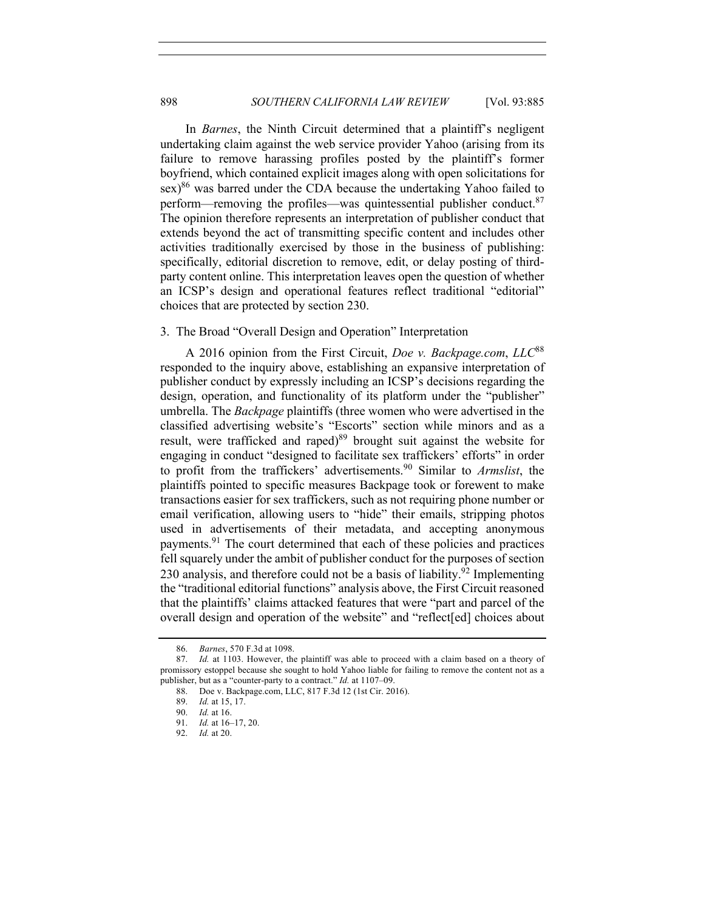In *Barnes*, the Ninth Circuit determined that a plaintiff's negligent undertaking claim against the web service provider Yahoo (arising from its failure to remove harassing profiles posted by the plaintiff's former boyfriend, which contained explicit images along with open solicitations for sex)[86] was barred under the CDA because the undertaking Yahoo failed to perform—removing the profiles—was quintessential publisher conduct.[87] The opinion therefore represents an interpretation of publisher conduct that extends beyond the act of transmitting specific content and includes other activities traditionally exercised by those in the business of publishing: specifically, editorial discretion to remove, edit, or delay posting of third-party content online. This interpretation leaves open the question of whether an ICSP's design and operational features reflect traditional "editorial" choices that are protected by section 230.

### 3. The Broad "Overall Design and Operation" Interpretation

A 2016 opinion from the First Circuit, *Doe v. Backpage.com*, *LLC*[88] responded to the inquiry above, establishing an expansive interpretation of publisher conduct by expressly including an ICSP's decisions regarding the design, operation, and functionality of its platform under the "publisher" umbrella. The *Backpage* plaintiffs (three women who were advertised in the classified advertising website's "Escorts" section while minors and as a result, were trafficked and raped)[89] brought suit against the website for engaging in conduct "designed to facilitate sex traffickers' efforts" in order to profit from the traffickers' advertisements.[90] Similar to *Armslist*, the plaintiffs pointed to specific measures Backpage took or forewent to make transactions easier for sex traffickers, such as not requiring phone number or email verification, allowing users to "hide" their emails, stripping photos used in advertisements of their metadata, and accepting anonymous payments.[91] The court determined that each of these policies and practices fell squarely under the ambit of publisher conduct for the purposes of section 230 analysis, and therefore could not be a basis of liability.[92] Implementing the "traditional editorial functions" analysis above, the First Circuit reasoned that the plaintiffs' claims attacked features that were "part and parcel of the overall design and operation of the website" and "reflect[ed] choices about

86. *Barnes*, 570 F.3d at 1098.

87. *Id.* at 1103. However, the plaintiff was able to proceed with a claim based on a theory of promissory estoppel because she sought to hold Yahoo liable for failing to remove the content not as a publisher, but as a "counter-party to a contract." *Id.* at 1107–09.

88. Doe v. Backpage.com, LLC, 817 F.3d 12 (1st Cir. 2016).

89. *Id.* at 15, 17.

90. *Id.* at 16.

91. *Id.* at 16–17, 20.

92. *Id.* at 20.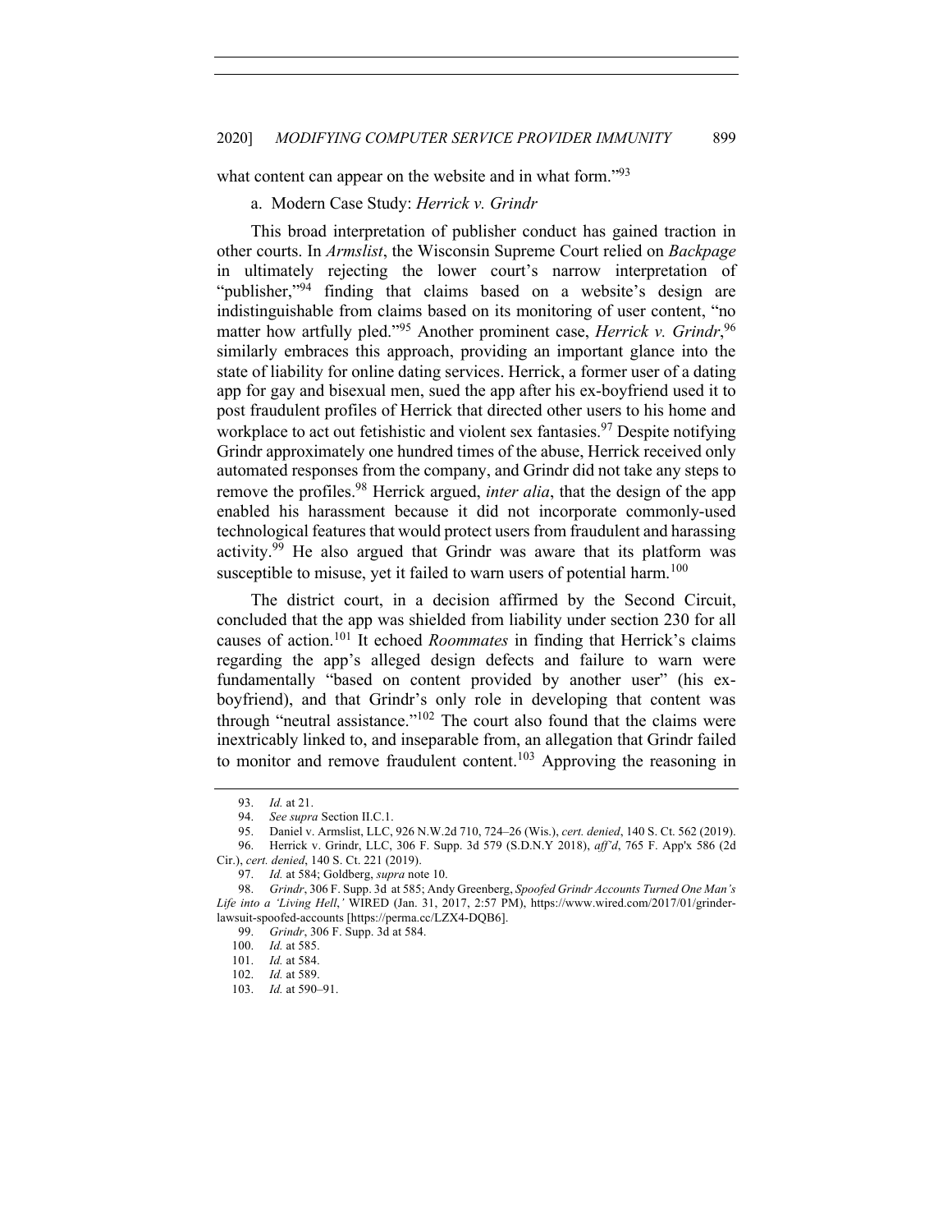what content can appear on the website and in what form."[93]

a. Modern Case Study: *Herrick v. Grindr*

This broad interpretation of publisher conduct has gained traction in other courts. In *Armslist*, the Wisconsin Supreme Court relied on *Backpage* in ultimately rejecting the lower court's narrow interpretation of "publisher,"[94] finding that claims based on a website's design are indistinguishable from claims based on its monitoring of user content, "no matter how artfully pled."[95] Another prominent case, *Herrick v. Grindr*,[96] similarly embraces this approach, providing an important glance into the state of liability for online dating services. Herrick, a former user of a dating app for gay and bisexual men, sued the app after his ex-boyfriend used it to post fraudulent profiles of Herrick that directed other users to his home and workplace to act out fetishistic and violent sex fantasies.[97] Despite notifying Grindr approximately one hundred times of the abuse, Herrick received only automated responses from the company, and Grindr did not take any steps to remove the profiles.[98] Herrick argued, *inter alia*, that the design of the app enabled his harassment because it did not incorporate commonly-used technological features that would protect users from fraudulent and harassing activity.[99] He also argued that Grindr was aware that its platform was susceptible to misuse, yet it failed to warn users of potential harm.[100]

The district court, in a decision affirmed by the Second Circuit, concluded that the app was shielded from liability under section 230 for all causes of action.[101] It echoed *Roommates* in finding that Herrick's claims regarding the app's alleged design defects and failure to warn were fundamentally "based on content provided by another user" (his ex-boyfriend), and that Grindr's only role in developing that content was through "neutral assistance."[102] The court also found that the claims were inextricably linked to, and inseparable from, an allegation that Grindr failed to monitor and remove fraudulent content.[103] Approving the reasoning in

---

93. *Id.* at 21.

94. *See supra* Section II.C.1.

95. Daniel v. Armslist, LLC, 926 N.W.2d 710, 724–26 (Wis.), *cert. denied*, 140 S. Ct. 562 (2019).

96. Herrick v. Grindr, LLC, 306 F. Supp. 3d 579 (S.D.N.Y 2018), *aff'd*, 765 F. App'x 586 (2d Cir.), *cert. denied*, 140 S. Ct. 221 (2019).

97. *Id.* at 584; Goldberg, *supra* note 10.

98. *Grindr*, 306 F. Supp. 3d at 585; Andy Greenberg, *Spoofed Grindr Accounts Turned One Man's Life into a 'Living Hell,'* WIRED (Jan. 31, 2017, 2:57 PM), https://www.wired.com/2017/01/grinder-lawsuit-spoofed-accounts [https://perma.cc/LZX4-DQB6].

99. *Grindr*, 306 F. Supp. 3d at 584.

100. *Id.* at 585.

101. *Id.* at 584.

102. *Id.* at 589.

103. *Id.* at 590–91.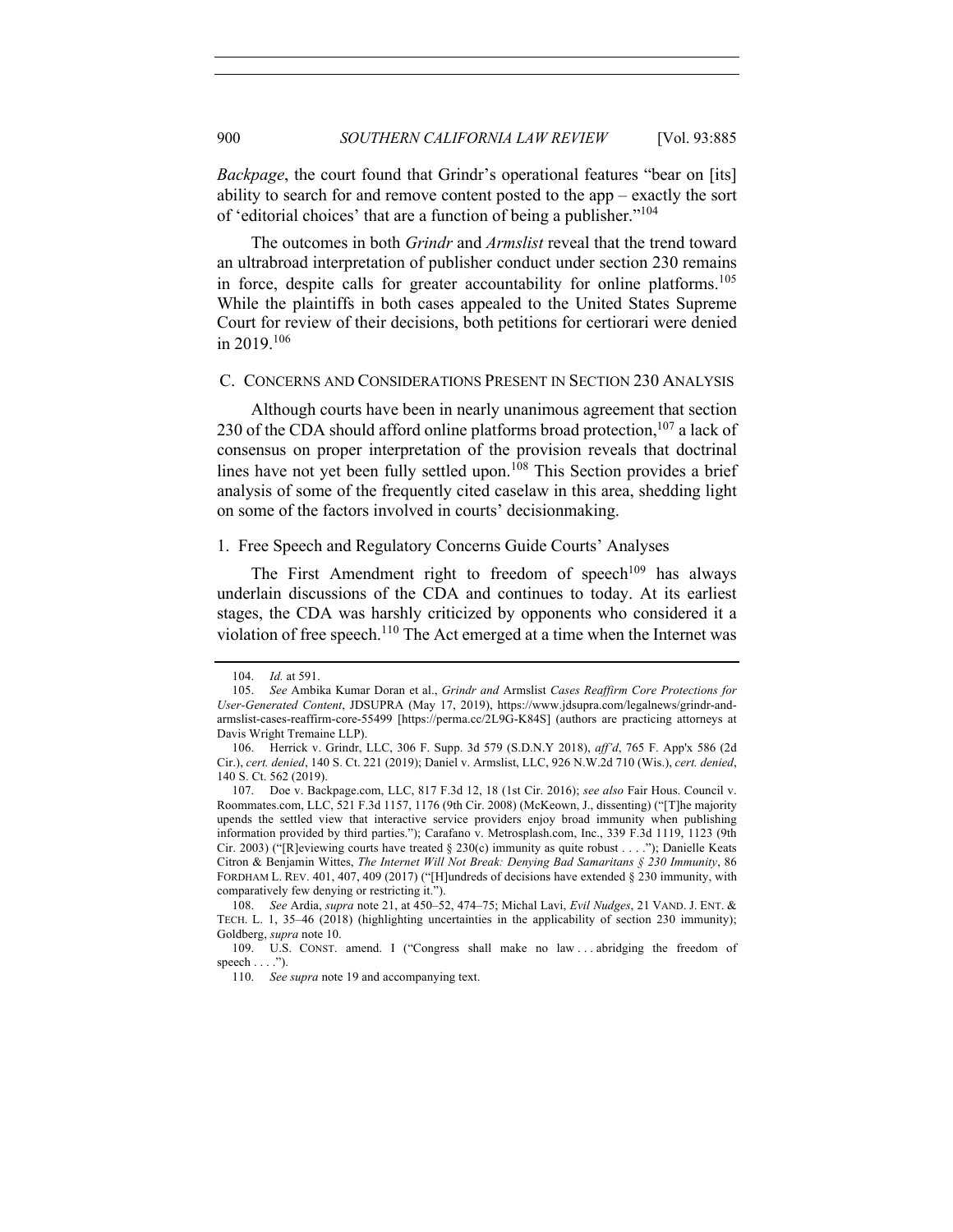*Backpage*, the court found that Grindr's operational features "bear on [its] ability to search for and remove content posted to the app – exactly the sort of 'editorial choices' that are a function of being a publisher."[104]

The outcomes in both *Grindr* and *Armslist* reveal that the trend toward an ultrabroad interpretation of publisher conduct under section 230 remains in force, despite calls for greater accountability for online platforms.[105] While the plaintiffs in both cases appealed to the United States Supreme Court for review of their decisions, both petitions for certiorari were denied in 2019.[106]

### C. CONCERNS AND CONSIDERATIONS PRESENT IN SECTION 230 ANALYSIS

Although courts have been in nearly unanimous agreement that section 230 of the CDA should afford online platforms broad protection,[107] a lack of consensus on proper interpretation of the provision reveals that doctrinal lines have not yet been fully settled upon.[108] This Section provides a brief analysis of some of the frequently cited caselaw in this area, shedding light on some of the factors involved in courts' decisionmaking.

#### 1. Free Speech and Regulatory Concerns Guide Courts' Analyses

The First Amendment right to freedom of speech[109] has always underlain discussions of the CDA and continues to today. At its earliest stages, the CDA was harshly criticized by opponents who considered it a violation of free speech.[110] The Act emerged at a time when the Internet was

---

104. *Id.* at 591.

105. *See* Ambika Kumar Doran et al., *Grindr and* Armslist *Cases Reaffirm Core Protections for User-Generated Content*, JDSUPRA (May 17, 2019), https://www.jdsupra.com/legalnews/grindr-and-armslist-cases-reaffirm-core-55499 [https://perma.cc/2L9G-K84S] (authors are practicing attorneys at Davis Wright Tremaine LLP).

106. Herrick v. Grindr, LLC, 306 F. Supp. 3d 579 (S.D.N.Y 2018), *aff'd*, 765 F. App'x 586 (2d Cir.), *cert. denied*, 140 S. Ct. 221 (2019); Daniel v. Armslist, LLC, 926 N.W.2d 710 (Wis.), *cert. denied*, 140 S. Ct. 562 (2019).

107. Doe v. Backpage.com, LLC, 817 F.3d 12, 18 (1st Cir. 2016); *see also* Fair Hous. Council v. Roommates.com, LLC, 521 F.3d 1157, 1176 (9th Cir. 2008) (McKeown, J., dissenting) ("[T]he majority upends the settled view that interactive service providers enjoy broad immunity when publishing information provided by third parties."); Carafano v. Metrosplash.com, Inc., 339 F.3d 1119, 1123 (9th Cir. 2003) ("[R]eviewing courts have treated § 230(c) immunity as quite robust . . . ."); Danielle Keats Citron & Benjamin Wittes, *The Internet Will Not Break: Denying Bad Samaritans § 230 Immunity*, 86 FORDHAM L. REV. 401, 407, 409 (2017) ("[H]undreds of decisions have extended § 230 immunity, with comparatively few denying or restricting it.").

108. *See* Ardia, *supra* note 21, at 450–52, 474–75; Michal Lavi, *Evil Nudges*, 21 VAND. J. ENT. & TECH. L. 1, 35–46 (2018) (highlighting uncertainties in the applicability of section 230 immunity); Goldberg, *supra* note 10.

109. U.S. CONST. amend. I ("Congress shall make no law . . . abridging the freedom of speech . . . .").

110. *See supra* note 19 and accompanying text.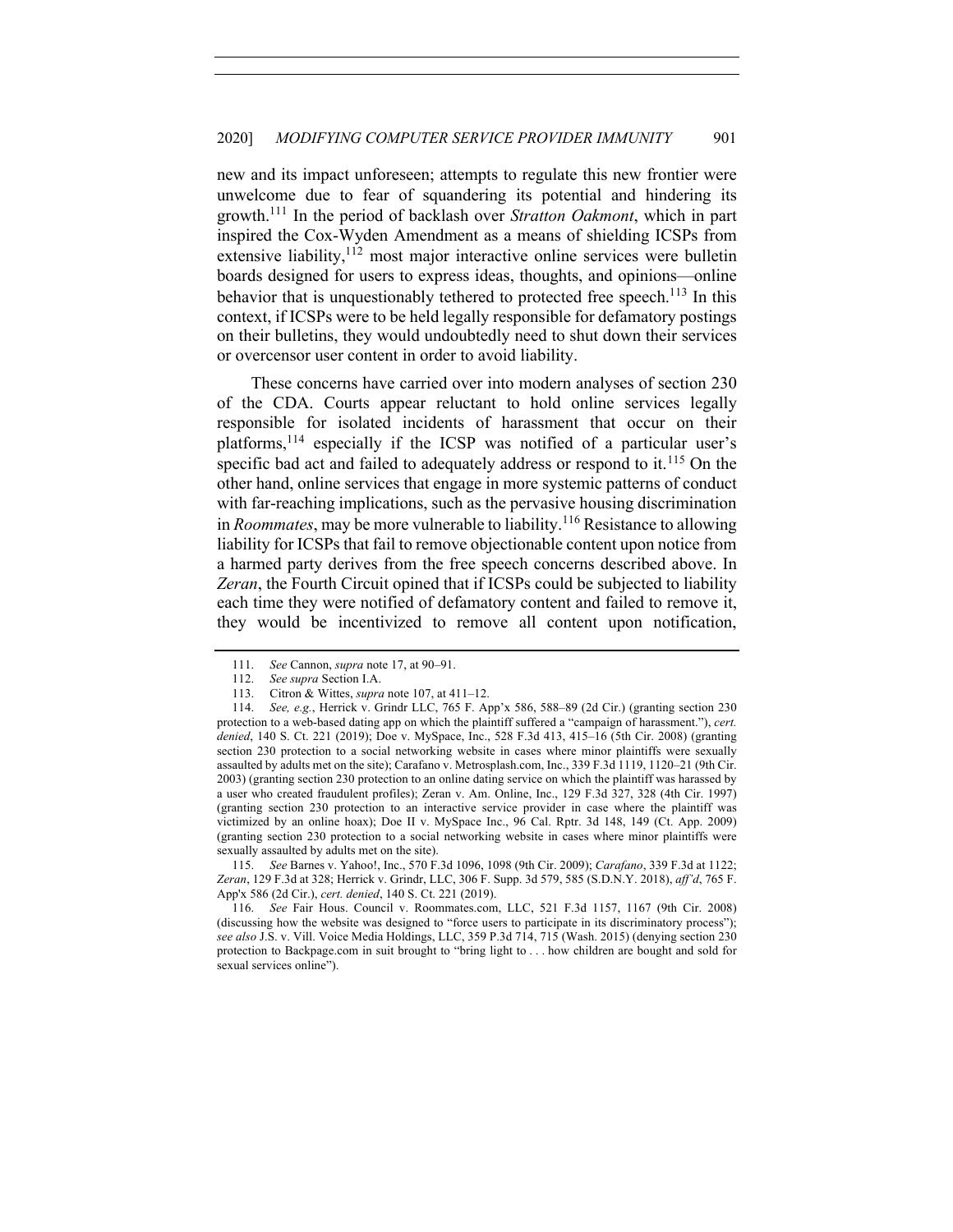new and its impact unforeseen; attempts to regulate this new frontier were unwelcome due to fear of squandering its potential and hindering its growth.[111] In the period of backlash over *Stratton Oakmont*, which in part inspired the Cox-Wyden Amendment as a means of shielding ICSPs from extensive liability,[112] most major interactive online services were bulletin boards designed for users to express ideas, thoughts, and opinions—online behavior that is unquestionably tethered to protected free speech.[113] In this context, if ICSPs were to be held legally responsible for defamatory postings on their bulletins, they would undoubtedly need to shut down their services or overcensor user content in order to avoid liability.

These concerns have carried over into modern analyses of section 230 of the CDA. Courts appear reluctant to hold online services legally responsible for isolated incidents of harassment that occur on their platforms,[114] especially if the ICSP was notified of a particular user's specific bad act and failed to adequately address or respond to it.[115] On the other hand, online services that engage in more systemic patterns of conduct with far-reaching implications, such as the pervasive housing discrimination in *Roommates*, may be more vulnerable to liability.[116] Resistance to allowing liability for ICSPs that fail to remove objectionable content upon notice from a harmed party derives from the free speech concerns described above. In *Zeran*, the Fourth Circuit opined that if ICSPs could be subjected to liability each time they were notified of defamatory content and failed to remove it, they would be incentivized to remove all content upon notification,

---

111. *See* Cannon, *supra* note 17, at 90–91.

112. *See supra* Section I.A.

113. Citron & Wittes, *supra* note 107, at 411–12.

114. *See, e.g.*, Herrick v. Grindr LLC, 765 F. App'x 586, 588–89 (2d Cir.) (granting section 230 protection to a web-based dating app on which the plaintiff suffered a "campaign of harassment."), *cert. denied*, 140 S. Ct. 221 (2019); Doe v. MySpace, Inc., 528 F.3d 413, 415–16 (5th Cir. 2008) (granting section 230 protection to a social networking website in cases where minor plaintiffs were sexually assaulted by adults met on the site); Carafano v. Metrosplash.com, Inc., 339 F.3d 1119, 1120–21 (9th Cir. 2003) (granting section 230 protection to an online dating service on which the plaintiff was harassed by a user who created fraudulent profiles); Zeran v. Am. Online, Inc., 129 F.3d 327, 328 (4th Cir. 1997) (granting section 230 protection to an interactive service provider in case where the plaintiff was victimized by an online hoax); Doe II v. MySpace Inc., 96 Cal. Rptr. 3d 148, 149 (Ct. App. 2009) (granting section 230 protection to a social networking website in cases where minor plaintiffs were sexually assaulted by adults met on the site).

115. *See* Barnes v. Yahoo!, Inc., 570 F.3d 1096, 1098 (9th Cir. 2009); *Carafano*, 339 F.3d at 1122; *Zeran*, 129 F.3d at 328; Herrick v. Grindr, LLC, 306 F. Supp. 3d 579, 585 (S.D.N.Y. 2018), *aff'd*, 765 F. App'x 586 (2d Cir.), *cert. denied*, 140 S. Ct. 221 (2019).

116. *See* Fair Hous. Council v. Roommates.com, LLC, 521 F.3d 1157, 1167 (9th Cir. 2008) (discussing how the website was designed to "force users to participate in its discriminatory process"); *see also* J.S. v. Vill. Voice Media Holdings, LLC, 359 P.3d 714, 715 (Wash. 2015) (denying section 230 protection to Backpage.com in suit brought to "bring light to . . . how children are bought and sold for sexual services online").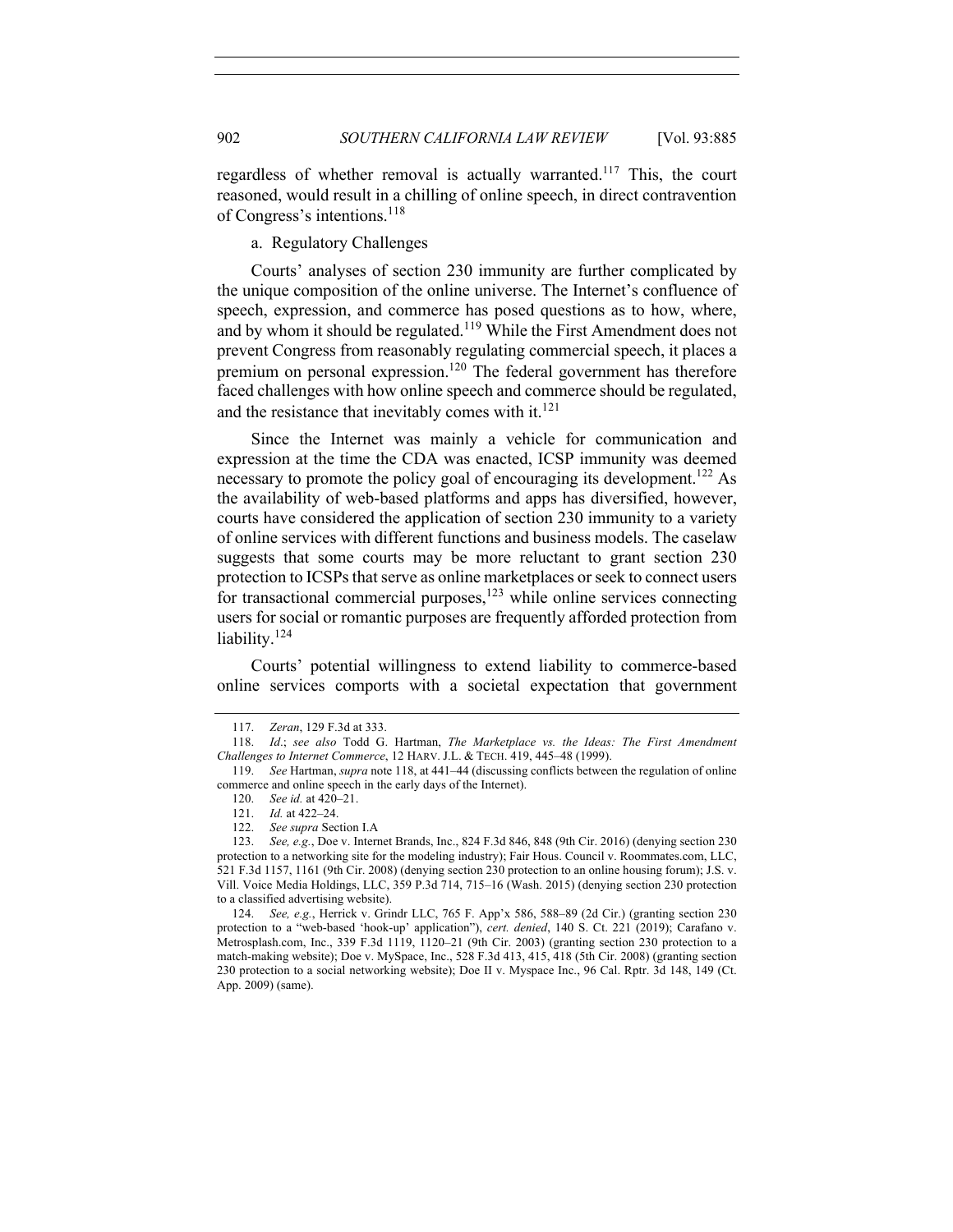regardless of whether removal is actually warranted.[117] This, the court reasoned, would result in a chilling of online speech, in direct contravention of Congress's intentions.[118]

a. Regulatory Challenges

Courts' analyses of section 230 immunity are further complicated by the unique composition of the online universe. The Internet's confluence of speech, expression, and commerce has posed questions as to how, where, and by whom it should be regulated.[119] While the First Amendment does not prevent Congress from reasonably regulating commercial speech, it places a premium on personal expression.[120] The federal government has therefore faced challenges with how online speech and commerce should be regulated, and the resistance that inevitably comes with it.[121]

Since the Internet was mainly a vehicle for communication and expression at the time the CDA was enacted, ICSP immunity was deemed necessary to promote the policy goal of encouraging its development.[122] As the availability of web-based platforms and apps has diversified, however, courts have considered the application of section 230 immunity to a variety of online services with different functions and business models. The caselaw suggests that some courts may be more reluctant to grant section 230 protection to ICSPs that serve as online marketplaces or seek to connect users for transactional commercial purposes,[123] while online services connecting users for social or romantic purposes are frequently afforded protection from liability.[124]

Courts' potential willingness to extend liability to commerce-based online services comports with a societal expectation that government

---

117. *Zeran*, 129 F.3d at 333.

118. *Id.*; *see also* Todd G. Hartman, *The Marketplace vs. the Ideas: The First Amendment Challenges to Internet Commerce*, 12 HARV. J.L. & TECH. 419, 445–48 (1999).

119. *See* Hartman, *supra* note 118, at 441–44 (discussing conflicts between the regulation of online commerce and online speech in the early days of the Internet).

120. *See id.* at 420–21.

121. *Id.* at 422–24.

122. *See supra* Section I.A

123. *See, e.g.*, Doe v. Internet Brands, Inc., 824 F.3d 846, 848 (9th Cir. 2016) (denying section 230 protection to a networking site for the modeling industry); Fair Hous. Council v. Roommates.com, LLC, 521 F.3d 1157, 1161 (9th Cir. 2008) (denying section 230 protection to an online housing forum); J.S. v. Vill. Voice Media Holdings, LLC, 359 P.3d 714, 715–16 (Wash. 2015) (denying section 230 protection to a classified advertising website).

124. *See, e.g.*, Herrick v. Grindr LLC, 765 F. App'x 586, 588–89 (2d Cir.) (granting section 230 protection to a "web-based 'hook-up' application"), *cert. denied*, 140 S. Ct. 221 (2019); Carafano v. Metrosplash.com, Inc., 339 F.3d 1119, 1120–21 (9th Cir. 2003) (granting section 230 protection to a match-making website); Doe v. MySpace, Inc., 528 F.3d 413, 415, 418 (5th Cir. 2008) (granting section 230 protection to a social networking website); Doe II v. Myspace Inc., 96 Cal. Rptr. 3d 148, 149 (Ct. App. 2009) (same).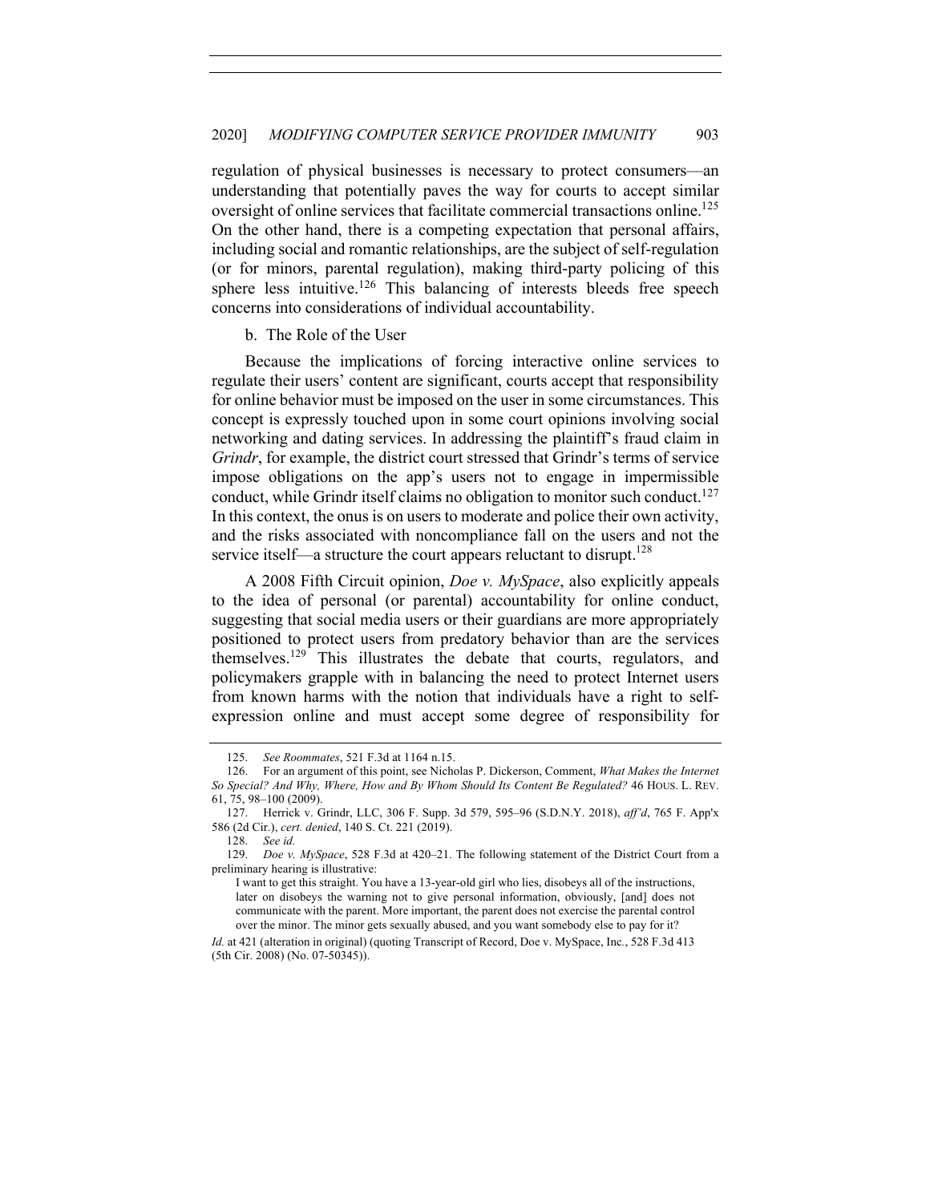regulation of physical businesses is necessary to protect consumers—an understanding that potentially paves the way for courts to accept similar oversight of online services that facilitate commercial transactions online.[125] On the other hand, there is a competing expectation that personal affairs, including social and romantic relationships, are the subject of self-regulation (or for minors, parental regulation), making third-party policing of this sphere less intuitive.[126] This balancing of interests bleeds free speech concerns into considerations of individual accountability.

#### b. The Role of the User

Because the implications of forcing interactive online services to regulate their users' content are significant, courts accept that responsibility for online behavior must be imposed on the user in some circumstances. This concept is expressly touched upon in some court opinions involving social networking and dating services. In addressing the plaintiff's fraud claim in *Grindr*, for example, the district court stressed that Grindr's terms of service impose obligations on the app's users not to engage in impermissible conduct, while Grindr itself claims no obligation to monitor such conduct.[127] In this context, the onus is on users to moderate and police their own activity, and the risks associated with noncompliance fall on the users and not the service itself—a structure the court appears reluctant to disrupt.[128]

A 2008 Fifth Circuit opinion, *Doe v. MySpace*, also explicitly appeals to the idea of personal (or parental) accountability for online conduct, suggesting that social media users or their guardians are more appropriately positioned to protect users from predatory behavior than are the services themselves.[129] This illustrates the debate that courts, regulators, and policymakers grapple with in balancing the need to protect Internet users from known harms with the notion that individuals have a right to self-expression online and must accept some degree of responsibility for

---

125. *See Roommates*, 521 F.3d at 1164 n.15.

126. For an argument of this point, see Nicholas P. Dickerson, Comment, *What Makes the Internet So Special? And Why, Where, How and By Whom Should Its Content Be Regulated?* 46 HOUS. L. REV. 61, 75, 98–100 (2009).

127. Herrick v. Grindr, LLC, 306 F. Supp. 3d 579, 595–96 (S.D.N.Y. 2018), *aff'd*, 765 F. App'x 586 (2d Cir.), *cert. denied*, 140 S. Ct. 221 (2019).

128. *See id.*

129. *Doe v. MySpace*, 528 F.3d at 420–21. The following statement of the District Court from a preliminary hearing is illustrative:

> I want to get this straight. You have a 13-year-old girl who lies, disobeys all of the instructions, later on disobeys the warning not to give personal information, obviously, [and] does not communicate with the parent. More important, the parent does not exercise the parental control over the minor. The minor gets sexually abused, and you want somebody else to pay for it?

*Id.* at 421 (alteration in original) (quoting Transcript of Record, Doe v. MySpace, Inc., 528 F.3d 413 (5th Cir. 2008) (No. 07-50345)).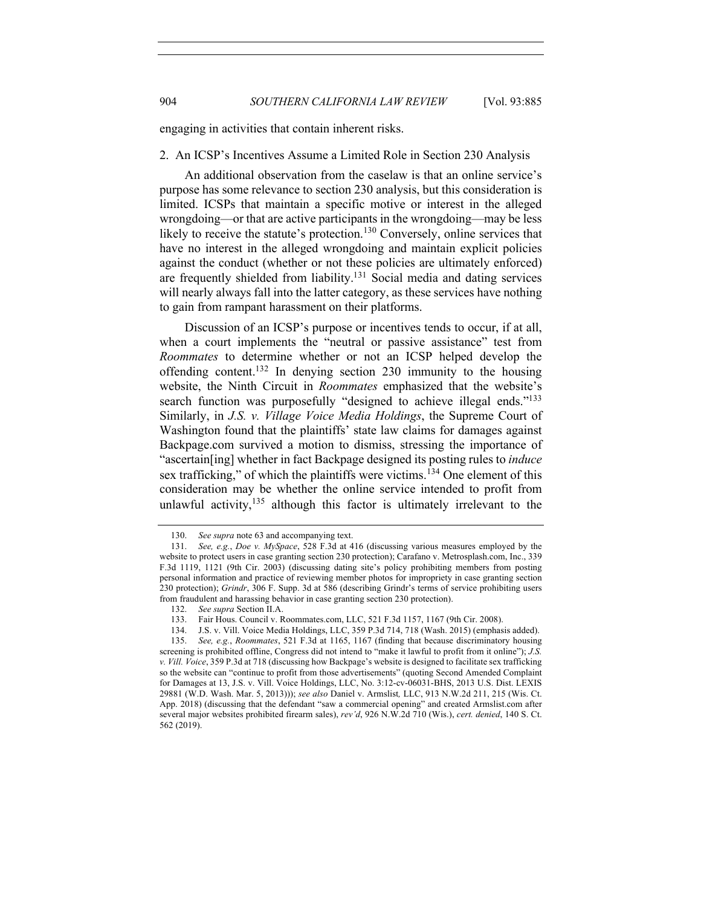engaging in activities that contain inherent risks.

### 2. An ICSP's Incentives Assume a Limited Role in Section 230 Analysis

An additional observation from the caselaw is that an online service's purpose has some relevance to section 230 analysis, but this consideration is limited. ICSPs that maintain a specific motive or interest in the alleged wrongdoing—or that are active participants in the wrongdoing—may be less likely to receive the statute's protection.[130] Conversely, online services that have no interest in the alleged wrongdoing and maintain explicit policies against the conduct (whether or not these policies are ultimately enforced) are frequently shielded from liability.[131] Social media and dating services will nearly always fall into the latter category, as these services have nothing to gain from rampant harassment on their platforms.

Discussion of an ICSP's purpose or incentives tends to occur, if at all, when a court implements the "neutral or passive assistance" test from *Roommates* to determine whether or not an ICSP helped develop the offending content.[132] In denying section 230 immunity to the housing website, the Ninth Circuit in *Roommates* emphasized that the website's search function was purposefully "designed to achieve illegal ends."[133] Similarly, in *J.S. v. Village Voice Media Holdings*, the Supreme Court of Washington found that the plaintiffs' state law claims for damages against Backpage.com survived a motion to dismiss, stressing the importance of "ascertain[ing] whether in fact Backpage designed its posting rules to *induce* sex trafficking," of which the plaintiffs were victims.[134] One element of this consideration may be whether the online service intended to profit from unlawful activity,[135] although this factor is ultimately irrelevant to the

---

130. *See supra* note 63 and accompanying text.

131. *See, e.g.*, *Doe v. MySpace*, 528 F.3d at 416 (discussing various measures employed by the website to protect users in case granting section 230 protection); Carafano v. Metrosplash.com, Inc., 339 F.3d 1119, 1121 (9th Cir. 2003) (discussing dating site's policy prohibiting members from posting personal information and practice of reviewing member photos for impropriety in case granting section 230 protection); *Grindr*, 306 F. Supp. 3d at 586 (describing Grindr's terms of service prohibiting users from fraudulent and harassing behavior in case granting section 230 protection).

132. *See supra* Section II.A.

133. Fair Hous. Council v. Roommates.com, LLC, 521 F.3d 1157, 1167 (9th Cir. 2008).

134. J.S. v. Vill. Voice Media Holdings, LLC, 359 P.3d 714, 718 (Wash. 2015) (emphasis added).

135. *See, e.g.*, *Roommates*, 521 F.3d at 1165, 1167 (finding that because discriminatory housing screening is prohibited offline, Congress did not intend to "make it lawful to profit from it online"); *J.S. v. Vill. Voice*, 359 P.3d at 718 (discussing how Backpage's website is designed to facilitate sex trafficking so the website can "continue to profit from those advertisements" (quoting Second Amended Complaint for Damages at 13, J.S. v. Vill. Voice Holdings, LLC, No. 3:12-cv-06031-BHS, 2013 U.S. Dist. LEXIS 29881 (W.D. Wash. Mar. 5, 2013))); *see also* Daniel v. Armslist*,* LLC, 913 N.W.2d 211, 215 (Wis. Ct. App. 2018) (discussing that the defendant "saw a commercial opening" and created Armslist.com after several major websites prohibited firearm sales), *rev'd*, 926 N.W.2d 710 (Wis.), *cert. denied*, 140 S. Ct. 562 (2019).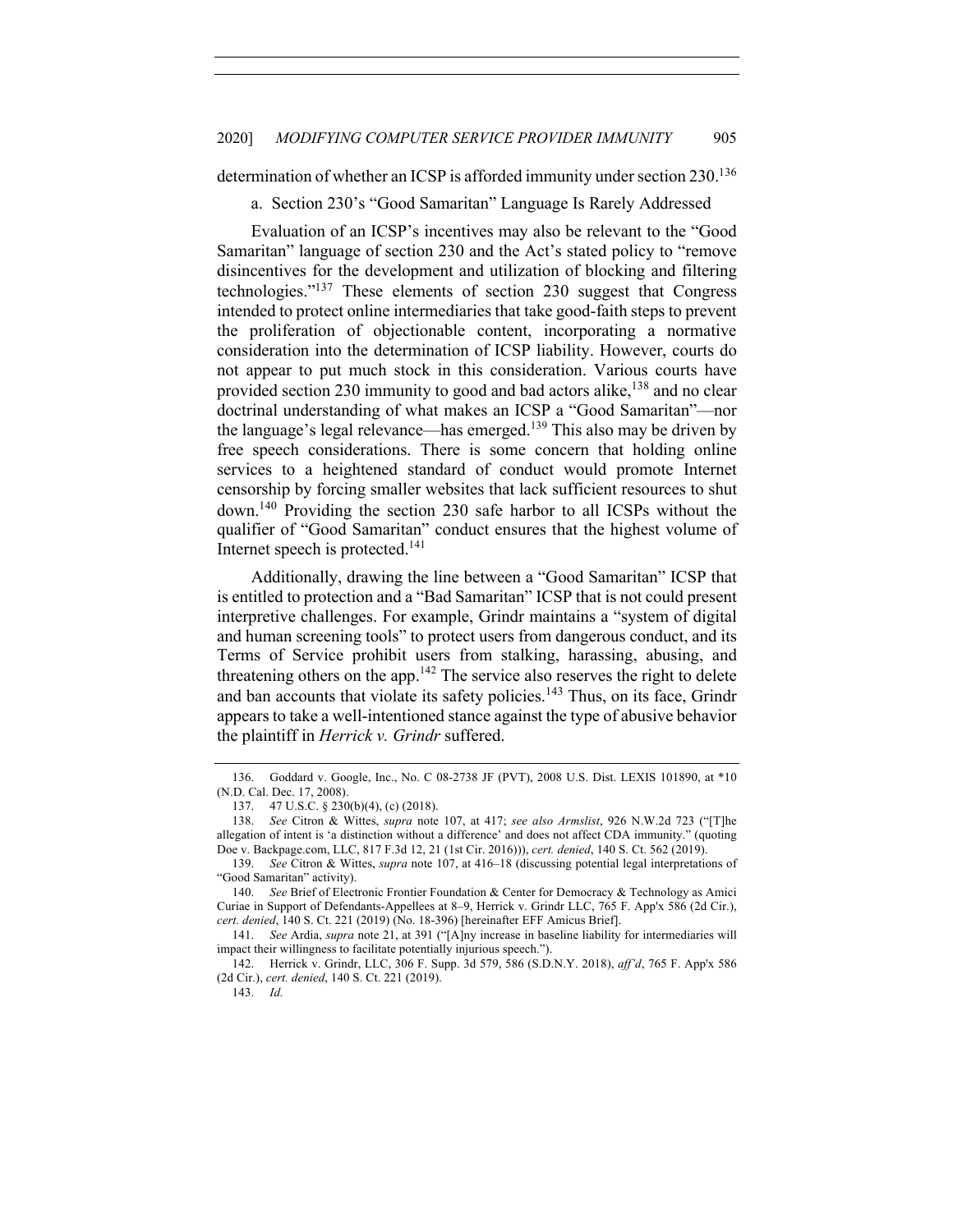determination of whether an ICSP is afforded immunity under section 230.[136]

### a. Section 230's "Good Samaritan" Language Is Rarely Addressed

Evaluation of an ICSP's incentives may also be relevant to the "Good Samaritan" language of section 230 and the Act's stated policy to "remove disincentives for the development and utilization of blocking and filtering technologies."[137] These elements of section 230 suggest that Congress intended to protect online intermediaries that take good-faith steps to prevent the proliferation of objectionable content, incorporating a normative consideration into the determination of ICSP liability. However, courts do not appear to put much stock in this consideration. Various courts have provided section 230 immunity to good and bad actors alike,[138] and no clear doctrinal understanding of what makes an ICSP a "Good Samaritan"—nor the language's legal relevance—has emerged.[139] This also may be driven by free speech considerations. There is some concern that holding online services to a heightened standard of conduct would promote Internet censorship by forcing smaller websites that lack sufficient resources to shut down.[140] Providing the section 230 safe harbor to all ICSPs without the qualifier of "Good Samaritan" conduct ensures that the highest volume of Internet speech is protected.[141]

Additionally, drawing the line between a "Good Samaritan" ICSP that is entitled to protection and a "Bad Samaritan" ICSP that is not could present interpretive challenges. For example, Grindr maintains a "system of digital and human screening tools" to protect users from dangerous conduct, and its Terms of Service prohibit users from stalking, harassing, abusing, and threatening others on the app.[142] The service also reserves the right to delete and ban accounts that violate its safety policies.[143] Thus, on its face, Grindr appears to take a well-intentioned stance against the type of abusive behavior the plaintiff in *Herrick v. Grindr* suffered.

---

136. Goddard v. Google, Inc., No. C 08-2738 JF (PVT), 2008 U.S. Dist. LEXIS 101890, at *10 (N.D. Cal. Dec. 17, 2008).

137. 47 U.S.C. § 230(b)(4), (c) (2018).

138. *See* Citron & Wittes, *supra* note 107, at 417; *see also Armslist*, 926 N.W.2d 723 ("[T]he allegation of intent is 'a distinction without a difference' and does not affect CDA immunity." (quoting Doe v. Backpage.com, LLC, 817 F.3d 12, 21 (1st Cir. 2016))), *cert. denied*, 140 S. Ct. 562 (2019).

139. *See* Citron & Wittes, *supra* note 107, at 416–18 (discussing potential legal interpretations of "Good Samaritan" activity).

140. *See* Brief of Electronic Frontier Foundation & Center for Democracy & Technology as Amici Curiae in Support of Defendants-Appellees at 8–9, Herrick v. Grindr LLC, 765 F. App'x 586 (2d Cir.), *cert. denied*, 140 S. Ct. 221 (2019) (No. 18-396) [hereinafter EFF Amicus Brief].

141. *See* Ardia, *supra* note 21, at 391 ("[A]ny increase in baseline liability for intermediaries will impact their willingness to facilitate potentially injurious speech.").

142. Herrick v. Grindr, LLC, 306 F. Supp. 3d 579, 586 (S.D.N.Y. 2018), *aff'd*, 765 F. App'x 586 (2d Cir.), *cert. denied*, 140 S. Ct. 221 (2019).

143. *Id.*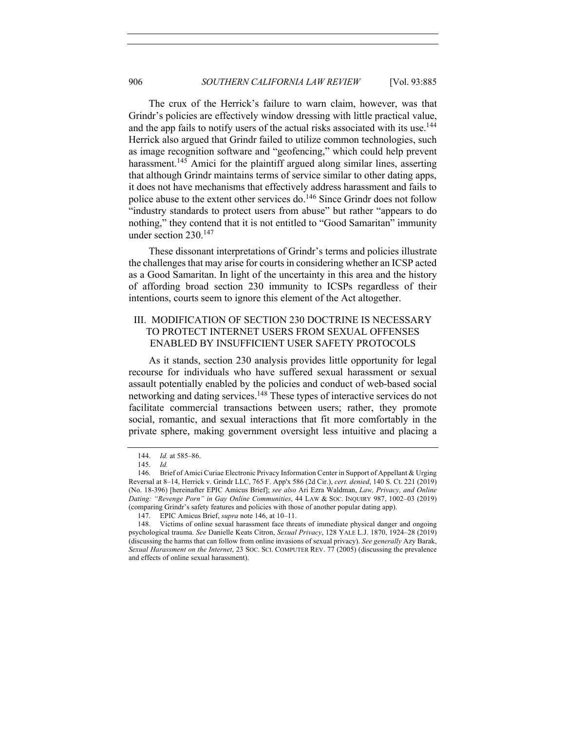The crux of the Herrick's failure to warn claim, however, was that Grindr's policies are effectively window dressing with little practical value, and the app fails to notify users of the actual risks associated with its use.[144] Herrick also argued that Grindr failed to utilize common technologies, such as image recognition software and "geofencing," which could help prevent harassment.[145] Amici for the plaintiff argued along similar lines, asserting that although Grindr maintains terms of service similar to other dating apps, it does not have mechanisms that effectively address harassment and fails to police abuse to the extent other services do.[146] Since Grindr does not follow "industry standards to protect users from abuse" but rather "appears to do nothing," they contend that it is not entitled to "Good Samaritan" immunity under section 230.[147]

These dissonant interpretations of Grindr's terms and policies illustrate the challenges that may arise for courts in considering whether an ICSP acted as a Good Samaritan. In light of the uncertainty in this area and the history of affording broad section 230 immunity to ICSPs regardless of their intentions, courts seem to ignore this element of the Act altogether.

## III. MODIFICATION OF SECTION 230 DOCTRINE IS NECESSARY TO PROTECT INTERNET USERS FROM SEXUAL OFFENSES ENABLED BY INSUFFICIENT USER SAFETY PROTOCOLS

As it stands, section 230 analysis provides little opportunity for legal recourse for individuals who have suffered sexual harassment or sexual assault potentially enabled by the policies and conduct of web-based social networking and dating services.[148] These types of interactive services do not facilitate commercial transactions between users; rather, they promote social, romantic, and sexual interactions that fit more comfortably in the private sphere, making government oversight less intuitive and placing a

---

144. *Id.* at 585–86.

145. *Id.*

146. Brief of Amici Curiae Electronic Privacy Information Center in Support of Appellant & Urging Reversal at 8–14, Herrick v. Grindr LLC, 765 F. App'x 586 (2d Cir.), *cert. denied*, 140 S. Ct. 221 (2019) (No. 18-396) [hereinafter EPIC Amicus Brief]; *see also* Ari Ezra Waldman, *Law, Privacy, and Online Dating: "Revenge Porn" in Gay Online Communities*, 44 LAW & SOC. INQUIRY 987, 1002–03 (2019) (comparing Grindr's safety features and policies with those of another popular dating app).

147. EPIC Amicus Brief, *supra* note 146, at 10–11.

148. Victims of online sexual harassment face threats of immediate physical danger and ongoing psychological trauma. *See* Danielle Keats Citron, *Sexual Privacy*, 128 YALE L.J. 1870, 1924–28 (2019) (discussing the harms that can follow from online invasions of sexual privacy). *See generally* Azy Barak, *Sexual Harassment on the Internet*, 23 SOC. SCI. COMPUTER REV. 77 (2005) (discussing the prevalence and effects of online sexual harassment).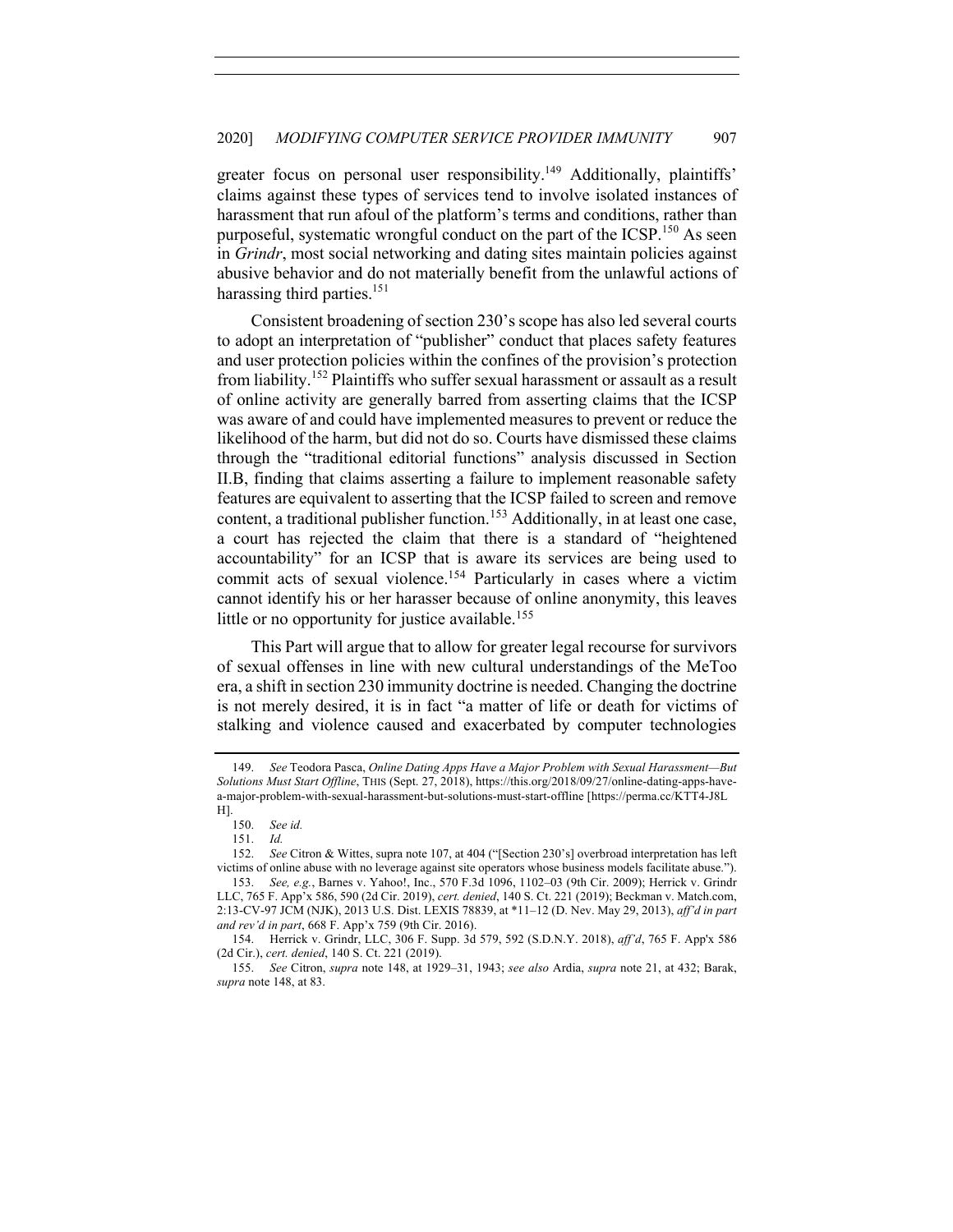greater focus on personal user responsibility.[149] Additionally, plaintiffs' claims against these types of services tend to involve isolated instances of harassment that run afoul of the platform's terms and conditions, rather than purposeful, systematic wrongful conduct on the part of the ICSP.[150] As seen in *Grindr*, most social networking and dating sites maintain policies against abusive behavior and do not materially benefit from the unlawful actions of harassing third parties.[151]

Consistent broadening of section 230's scope has also led several courts to adopt an interpretation of "publisher" conduct that places safety features and user protection policies within the confines of the provision's protection from liability.[152] Plaintiffs who suffer sexual harassment or assault as a result of online activity are generally barred from asserting claims that the ICSP was aware of and could have implemented measures to prevent or reduce the likelihood of the harm, but did not do so. Courts have dismissed these claims through the "traditional editorial functions" analysis discussed in Section II.B, finding that claims asserting a failure to implement reasonable safety features are equivalent to asserting that the ICSP failed to screen and remove content, a traditional publisher function.[153] Additionally, in at least one case, a court has rejected the claim that there is a standard of "heightened accountability" for an ICSP that is aware its services are being used to commit acts of sexual violence.[154] Particularly in cases where a victim cannot identify his or her harasser because of online anonymity, this leaves little or no opportunity for justice available.[155]

This Part will argue that to allow for greater legal recourse for survivors of sexual offenses in line with new cultural understandings of the MeToo era, a shift in section 230 immunity doctrine is needed. Changing the doctrine is not merely desired, it is in fact "a matter of life or death for victims of stalking and violence caused and exacerbated by computer technologies

---

149. *See* Teodora Pasca, *Online Dating Apps Have a Major Problem with Sexual Harassment—But Solutions Must Start Offline*, THIS (Sept. 27, 2018), https://this.org/2018/09/27/online-dating-apps-have-a-major-problem-with-sexual-harassment-but-solutions-must-start-offline [https://perma.cc/KTT4-J8LH].

150. *See id.*

151. *Id.*

152. *See* Citron & Wittes, supra note 107, at 404 ("[Section 230's] overbroad interpretation has left victims of online abuse with no leverage against site operators whose business models facilitate abuse.").

153. *See, e.g.*, Barnes v. Yahoo!, Inc., 570 F.3d 1096, 1102–03 (9th Cir. 2009); Herrick v. Grindr LLC, 765 F. App'x 586, 590 (2d Cir. 2019), *cert. denied*, 140 S. Ct. 221 (2019); Beckman v. Match.com, 2:13-CV-97 JCM (NJK), 2013 U.S. Dist. LEXIS 78839, at *11–12 (D. Nev. May 29, 2013), *aff'd in part and rev'd in part*, 668 F. App'x 759 (9th Cir. 2016).

154. Herrick v. Grindr, LLC, 306 F. Supp. 3d 579, 592 (S.D.N.Y. 2018), *aff'd*, 765 F. App'x 586 (2d Cir.), *cert. denied*, 140 S. Ct. 221 (2019).

155. *See* Citron, *supra* note 148, at 1929–31, 1943; *see also* Ardia, *supra* note 21, at 432; Barak, *supra* note 148, at 83.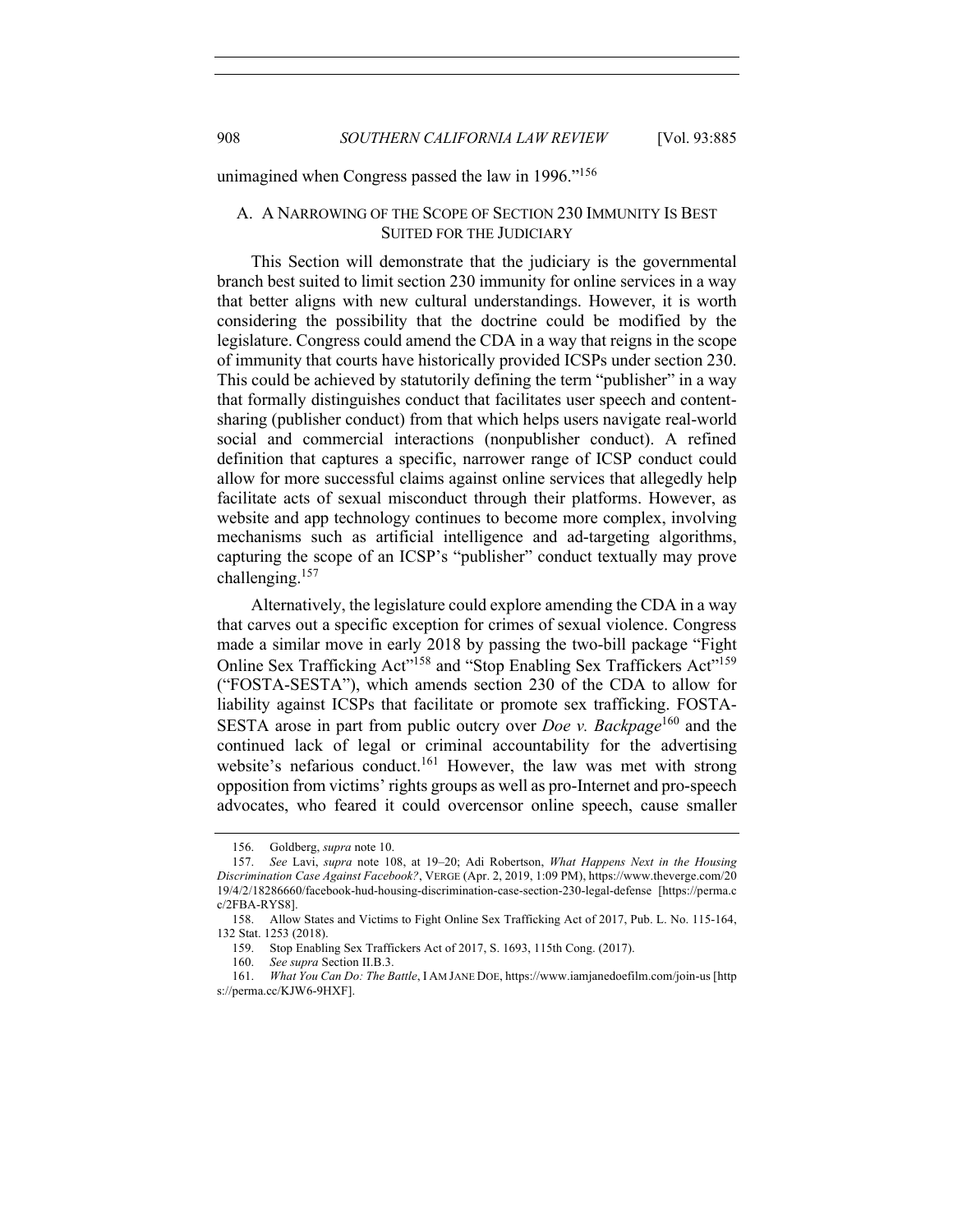unimagined when Congress passed the law in 1996."[156]

### A. A NARROWING OF THE SCOPE OF SECTION 230 IMMUNITY IS BEST SUITED FOR THE JUDICIARY

This Section will demonstrate that the judiciary is the governmental branch best suited to limit section 230 immunity for online services in a way that better aligns with new cultural understandings. However, it is worth considering the possibility that the doctrine could be modified by the legislature. Congress could amend the CDA in a way that reigns in the scope of immunity that courts have historically provided ICSPs under section 230. This could be achieved by statutorily defining the term "publisher" in a way that formally distinguishes conduct that facilitates user speech and content-sharing (publisher conduct) from that which helps users navigate real-world social and commercial interactions (nonpublisher conduct). A refined definition that captures a specific, narrower range of ICSP conduct could allow for more successful claims against online services that allegedly help facilitate acts of sexual misconduct through their platforms. However, as website and app technology continues to become more complex, involving mechanisms such as artificial intelligence and ad-targeting algorithms, capturing the scope of an ICSP's "publisher" conduct textually may prove challenging.[157]

Alternatively, the legislature could explore amending the CDA in a way that carves out a specific exception for crimes of sexual violence. Congress made a similar move in early 2018 by passing the two-bill package "Fight Online Sex Trafficking Act"[158] and "Stop Enabling Sex Traffickers Act"[159] ("FOSTA-SESTA"), which amends section 230 of the CDA to allow for liability against ICSPs that facilitate or promote sex trafficking. FOSTA-SESTA arose in part from public outcry over *Doe v. Backpage*[160] and the continued lack of legal or criminal accountability for the advertising website's nefarious conduct.[161] However, the law was met with strong opposition from victims' rights groups as well as pro-Internet and pro-speech advocates, who feared it could overcensor online speech, cause smaller

---

156. Goldberg, *supra* note 10.

157. *See* Lavi, *supra* note 108, at 19–20; Adi Robertson, *What Happens Next in the Housing Discrimination Case Against Facebook?*, VERGE (Apr. 2, 2019, 1:09 PM), https://www.theverge.com/2019/4/2/18286660/facebook-hud-housing-discrimination-case-section-230-legal-defense [https://perma.cc/2FBA-RYS8].

158. Allow States and Victims to Fight Online Sex Trafficking Act of 2017, Pub. L. No. 115-164, 132 Stat. 1253 (2018).

159. Stop Enabling Sex Traffickers Act of 2017, S. 1693, 115th Cong. (2017).

160. *See supra* Section II.B.3.

161. *What You Can Do: The Battle*, I AM JANE DOE, https://www.iamjanedoefilm.com/join-us [https://perma.cc/KJW6-9HXF].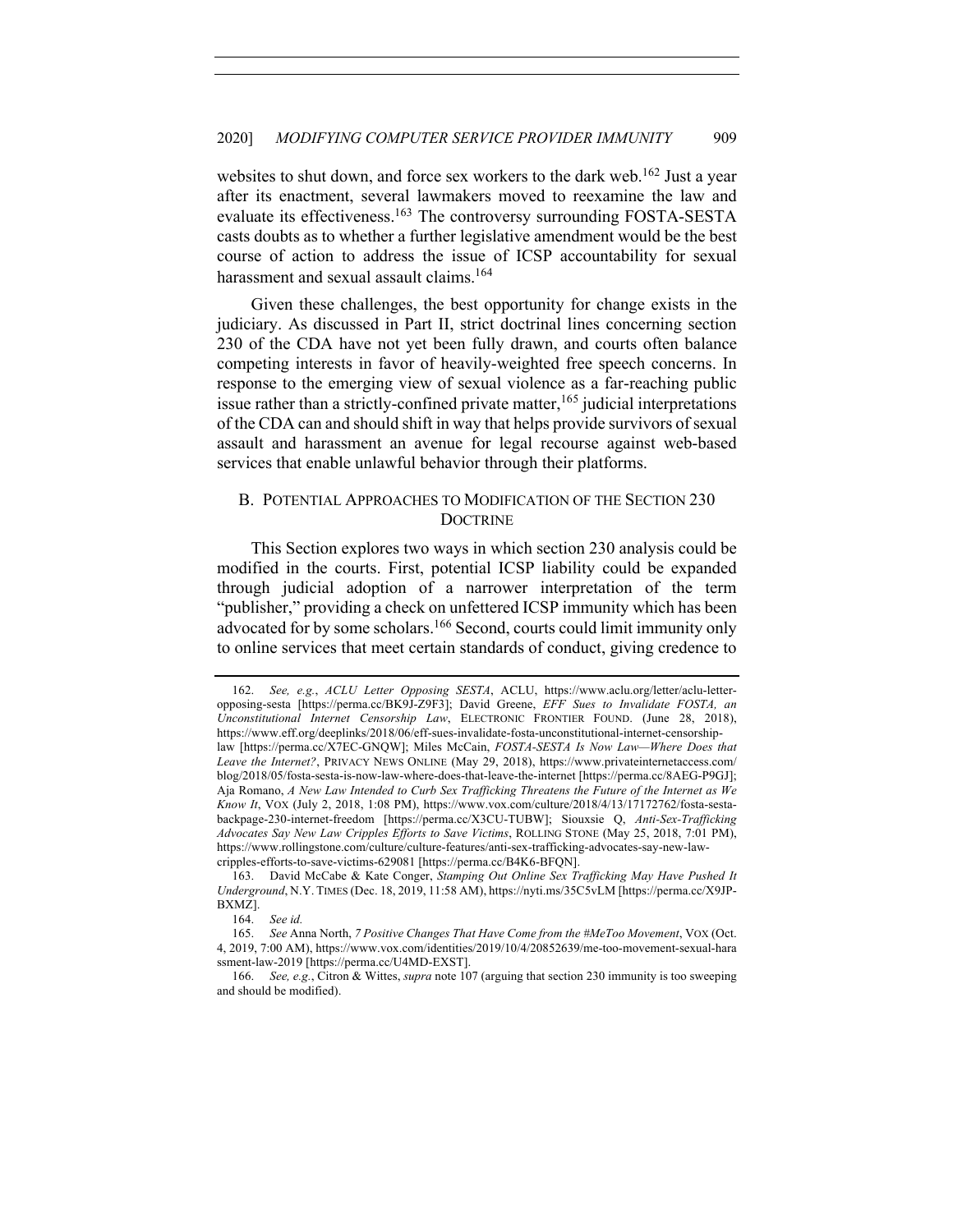websites to shut down, and force sex workers to the dark web.[162] Just a year after its enactment, several lawmakers moved to reexamine the law and evaluate its effectiveness.[163] The controversy surrounding FOSTA-SESTA casts doubts as to whether a further legislative amendment would be the best course of action to address the issue of ICSP accountability for sexual harassment and sexual assault claims.[164]

Given these challenges, the best opportunity for change exists in the judiciary. As discussed in Part II, strict doctrinal lines concerning section 230 of the CDA have not yet been fully drawn, and courts often balance competing interests in favor of heavily-weighted free speech concerns. In response to the emerging view of sexual violence as a far-reaching public issue rather than a strictly-confined private matter,[165] judicial interpretations of the CDA can and should shift in way that helps provide survivors of sexual assault and harassment an avenue for legal recourse against web-based services that enable unlawful behavior through their platforms.

## B. Potential Approaches to Modification of the Section 230 Doctrine

This Section explores two ways in which section 230 analysis could be modified in the courts. First, potential ICSP liability could be expanded through judicial adoption of a narrower interpretation of the term "publisher," providing a check on unfettered ICSP immunity which has been advocated for by some scholars.[166] Second, courts could limit immunity only to online services that meet certain standards of conduct, giving credence to

---

162. *See, e.g.*, *ACLU Letter Opposing SESTA*, ACLU, https://www.aclu.org/letter/aclu-letter-opposing-sesta [https://perma.cc/BK9J-Z9F3]; David Greene, *EFF Sues to Invalidate FOSTA, an Unconstitutional Internet Censorship Law*, ELECTRONIC FRONTIER FOUND. (June 28, 2018), https://www.eff.org/deeplinks/2018/06/eff-sues-invalidate-fosta-unconstitutional-internet-censorship-law [https://perma.cc/X7EC-GNQW]; Miles McCain, *FOSTA-SESTA Is Now Law—Where Does that Leave the Internet?*, PRIVACY NEWS ONLINE (May 29, 2018), https://www.privateinternetaccess.com/blog/2018/05/fosta-sesta-is-now-law-where-does-that-leave-the-internet [https://perma.cc/8AEG-P9GJ]; Aja Romano, *A New Law Intended to Curb Sex Trafficking Threatens the Future of the Internet as We Know It*, VOX (July 2, 2018, 1:08 PM), https://www.vox.com/culture/2018/4/13/17172762/fosta-sesta-backpage-230-internet-freedom [https://perma.cc/X3CU-TUBW]; Siouxsie Q, *Anti-Sex-Trafficking Advocates Say New Law Cripples Efforts to Save Victims*, ROLLING STONE (May 25, 2018, 7:01 PM), https://www.rollingstone.com/culture/culture-features/anti-sex-trafficking-advocates-say-new-law-cripples-efforts-to-save-victims-629081 [https://perma.cc/B4K6-BFQN].

163. David McCabe & Kate Conger, *Stamping Out Online Sex Trafficking May Have Pushed It Underground*, N.Y. TIMES (Dec. 18, 2019, 11:58 AM), https://nyti.ms/35C5vLM [https://perma.cc/X9JP-BXMZ].

164. *See id.*

165. *See* Anna North, *7 Positive Changes That Have Come from the #MeToo Movement*, VOX (Oct. 4, 2019, 7:00 AM), https://www.vox.com/identities/2019/10/4/20852639/me-too-movement-sexual-harassment-law-2019 [https://perma.cc/U4MD-EXST].

166. *See, e.g.*, Citron & Wittes, *supra* note 107 (arguing that section 230 immunity is too sweeping and should be modified).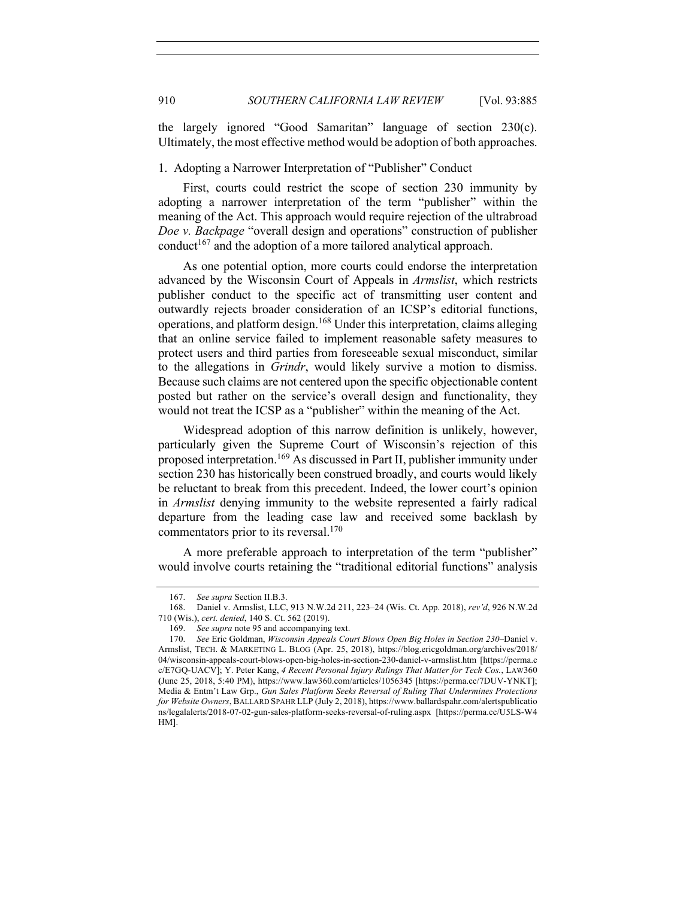the largely ignored "Good Samaritan" language of section 230(c). Ultimately, the most effective method would be adoption of both approaches.

### 1. Adopting a Narrower Interpretation of "Publisher" Conduct

First, courts could restrict the scope of section 230 immunity by adopting a narrower interpretation of the term "publisher" within the meaning of the Act. This approach would require rejection of the ultrabroad *Doe v. Backpage* "overall design and operations" construction of publisher conduct[167] and the adoption of a more tailored analytical approach.

As one potential option, more courts could endorse the interpretation advanced by the Wisconsin Court of Appeals in *Armslist*, which restricts publisher conduct to the specific act of transmitting user content and outwardly rejects broader consideration of an ICSP's editorial functions, operations, and platform design.[168] Under this interpretation, claims alleging that an online service failed to implement reasonable safety measures to protect users and third parties from foreseeable sexual misconduct, similar to the allegations in *Grindr*, would likely survive a motion to dismiss. Because such claims are not centered upon the specific objectionable content posted but rather on the service's overall design and functionality, they would not treat the ICSP as a "publisher" within the meaning of the Act.

Widespread adoption of this narrow definition is unlikely, however, particularly given the Supreme Court of Wisconsin's rejection of this proposed interpretation.[169] As discussed in Part II, publisher immunity under section 230 has historically been construed broadly, and courts would likely be reluctant to break from this precedent. Indeed, the lower court's opinion in *Armslist* denying immunity to the website represented a fairly radical departure from the leading case law and received some backlash by commentators prior to its reversal.[170]

A more preferable approach to interpretation of the term "publisher" would involve courts retaining the "traditional editorial functions" analysis

---

167. *See supra* Section II.B.3.

168. Daniel v. Armslist, LLC, 913 N.W.2d 211, 223–24 (Wis. Ct. App. 2018), *rev'd*, 926 N.W.2d 710 (Wis.), *cert. denied*, 140 S. Ct. 562 (2019).

169. *See supra* note 95 and accompanying text.

170. *See* Eric Goldman, *Wisconsin Appeals Court Blows Open Big Holes in Section 230–*Daniel v. Armslist, TECH. & MARKETING L. BLOG (Apr. 25, 2018), https://blog.ericgoldman.org/archives/2018/04/wisconsin-appeals-court-blows-open-big-holes-in-section-230-daniel-v-armslist.htm [https://perma.cc/E7GQ-UACV]; Y. Peter Kang, *4 Recent Personal Injury Rulings That Matter for Tech Cos.*, LAW360 (June 25, 2018, 5:40 PM), https://www.law360.com/articles/1056345 [https://perma.cc/7DUV-YNKT]; Media & Entm't Law Grp., *Gun Sales Platform Seeks Reversal of Ruling That Undermines Protections for Website Owners*, BALLARD SPAHR LLP (July 2, 2018), https://www.ballardspahr.com/alertspublications/legalalerts/2018-07-02-gun-sales-platform-seeks-reversal-of-ruling.aspx [https://perma.cc/U5LS-W4HM].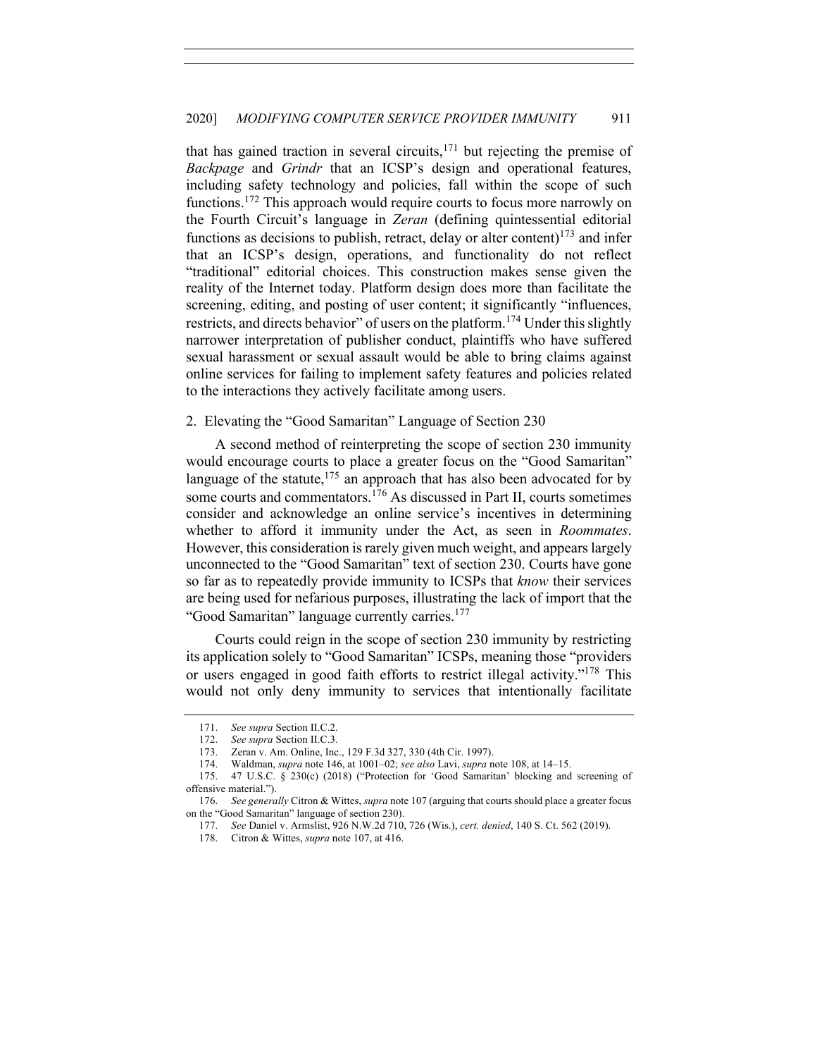that has gained traction in several circuits,[171] but rejecting the premise of *Backpage* and *Grindr* that an ICSP's design and operational features, including safety technology and policies, fall within the scope of such functions.[172] This approach would require courts to focus more narrowly on the Fourth Circuit's language in *Zeran* (defining quintessential editorial functions as decisions to publish, retract, delay or alter content)[173] and infer that an ICSP's design, operations, and functionality do not reflect "traditional" editorial choices. This construction makes sense given the reality of the Internet today. Platform design does more than facilitate the screening, editing, and posting of user content; it significantly "influences, restricts, and directs behavior" of users on the platform.[174] Under this slightly narrower interpretation of publisher conduct, plaintiffs who have suffered sexual harassment or sexual assault would be able to bring claims against online services for failing to implement safety features and policies related to the interactions they actively facilitate among users.

### 2. Elevating the "Good Samaritan" Language of Section 230

A second method of reinterpreting the scope of section 230 immunity would encourage courts to place a greater focus on the "Good Samaritan" language of the statute,[175] an approach that has also been advocated for by some courts and commentators.[176] As discussed in Part II, courts sometimes consider and acknowledge an online service's incentives in determining whether to afford it immunity under the Act, as seen in *Roommates*. However, this consideration is rarely given much weight, and appears largely unconnected to the "Good Samaritan" text of section 230. Courts have gone so far as to repeatedly provide immunity to ICSPs that *know* their services are being used for nefarious purposes, illustrating the lack of import that the "Good Samaritan" language currently carries.[177]

Courts could reign in the scope of section 230 immunity by restricting its application solely to "Good Samaritan" ICSPs, meaning those "providers or users engaged in good faith efforts to restrict illegal activity."[178] This would not only deny immunity to services that intentionally facilitate

---

171. *See supra* Section II.C.2.

172. *See supra* Section II.C.3.

173. Zeran v. Am. Online, Inc., 129 F.3d 327, 330 (4th Cir. 1997).

174. Waldman, *supra* note 146, at 1001–02; *see also* Lavi, *supra* note 108, at 14–15.

175. 47 U.S.C. § 230(c) (2018) ("Protection for 'Good Samaritan' blocking and screening of offensive material.").

176. *See generally* Citron & Wittes, *supra* note 107 (arguing that courts should place a greater focus on the "Good Samaritan" language of section 230).

177. *See* Daniel v. Armslist, 926 N.W.2d 710, 726 (Wis.), *cert. denied*, 140 S. Ct. 562 (2019).

178. Citron & Wittes, *supra* note 107, at 416.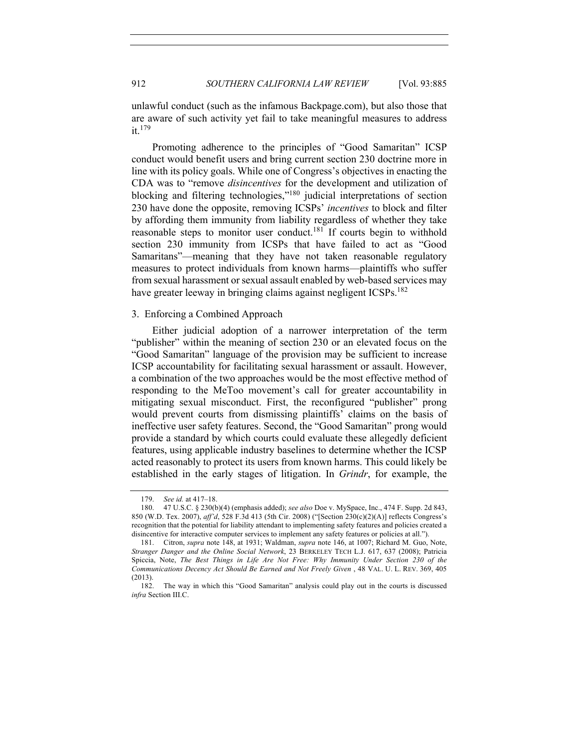unlawful conduct (such as the infamous Backpage.com), but also those that are aware of such activity yet fail to take meaningful measures to address it.[179]

Promoting adherence to the principles of "Good Samaritan" ICSP conduct would benefit users and bring current section 230 doctrine more in line with its policy goals. While one of Congress's objectives in enacting the CDA was to "remove *disincentives* for the development and utilization of blocking and filtering technologies,"[180] judicial interpretations of section 230 have done the opposite, removing ICSPs' *incentives* to block and filter by affording them immunity from liability regardless of whether they take reasonable steps to monitor user conduct.[181] If courts begin to withhold section 230 immunity from ICSPs that have failed to act as "Good Samaritans"—meaning that they have not taken reasonable regulatory measures to protect individuals from known harms—plaintiffs who suffer from sexual harassment or sexual assault enabled by web-based services may have greater leeway in bringing claims against negligent ICSPs.[182]

### 3. Enforcing a Combined Approach

Either judicial adoption of a narrower interpretation of the term "publisher" within the meaning of section 230 or an elevated focus on the "Good Samaritan" language of the provision may be sufficient to increase ICSP accountability for facilitating sexual harassment or assault. However, a combination of the two approaches would be the most effective method of responding to the MeToo movement's call for greater accountability in mitigating sexual misconduct. First, the reconfigured "publisher" prong would prevent courts from dismissing plaintiffs' claims on the basis of ineffective user safety features. Second, the "Good Samaritan" prong would provide a standard by which courts could evaluate these allegedly deficient features, using applicable industry baselines to determine whether the ICSP acted reasonably to protect its users from known harms. This could likely be established in the early stages of litigation. In *Grindr*, for example, the

---

179. *See id.* at 417–18.

180. 47 U.S.C. § 230(b)(4) (emphasis added); *see also* Doe v. MySpace, Inc., 474 F. Supp. 2d 843, 850 (W.D. Tex. 2007), *aff'd*, 528 F.3d 413 (5th Cir. 2008) ("[Section 230(c)(2)(A)] reflects Congress's recognition that the potential for liability attendant to implementing safety features and policies created a disincentive for interactive computer services to implement any safety features or policies at all.").

181. Citron, *supra* note 148, at 1931; Waldman, *supra* note 146, at 1007; Richard M. Guo, Note, *Stranger Danger and the Online Social Network*, 23 BERKELEY TECH L.J. 617, 637 (2008); Patricia Spiccia, Note, *The Best Things in Life Are Not Free: Why Immunity Under Section 230 of the Communications Decency Act Should Be Earned and Not Freely Given* , 48 VAL. U. L. REV. 369, 405 (2013).

182. The way in which this "Good Samaritan" analysis could play out in the courts is discussed *infra* Section III.C.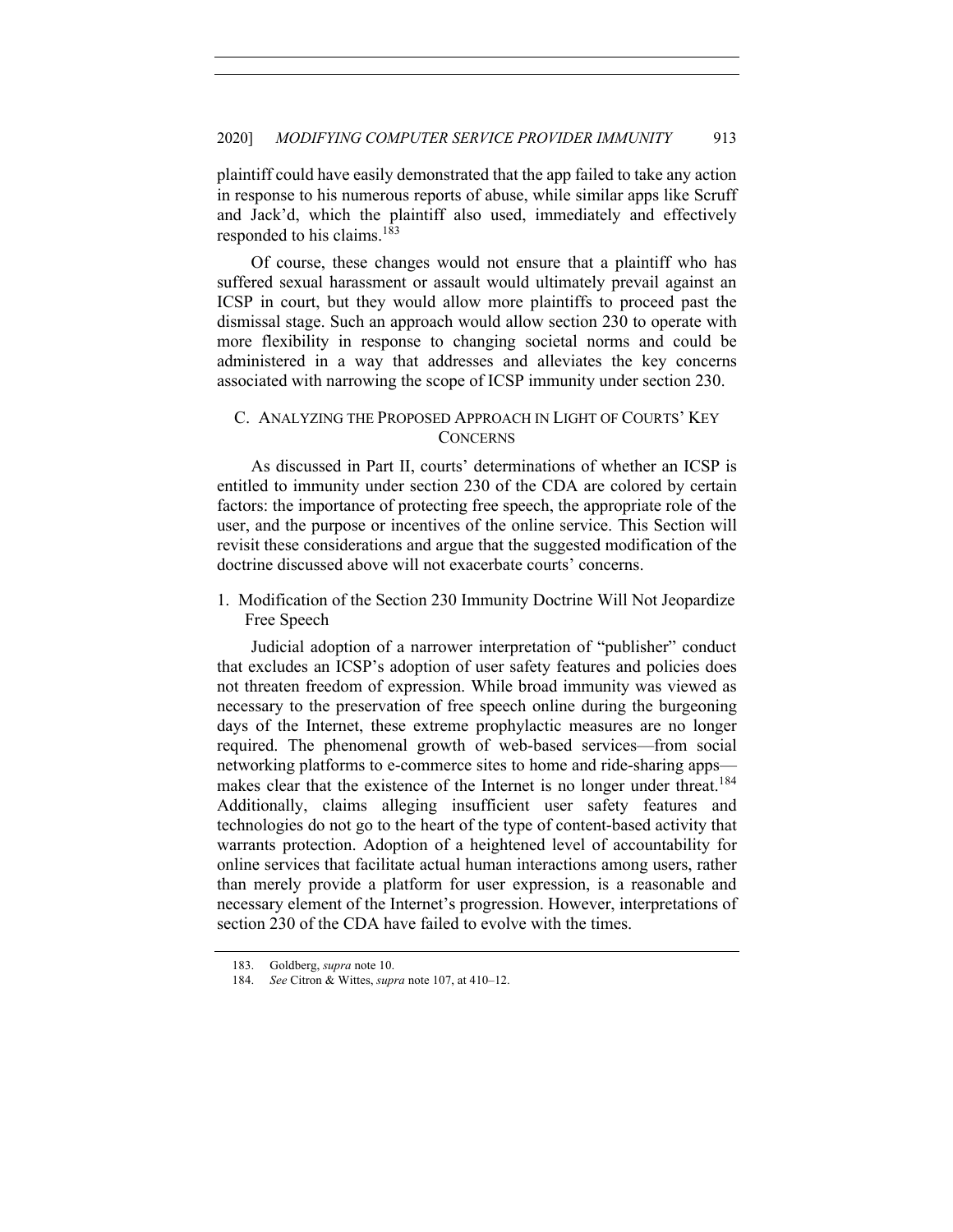plaintiff could have easily demonstrated that the app failed to take any action in response to his numerous reports of abuse, while similar apps like Scruff and Jack'd, which the plaintiff also used, immediately and effectively responded to his claims.[183]

Of course, these changes would not ensure that a plaintiff who has suffered sexual harassment or assault would ultimately prevail against an ICSP in court, but they would allow more plaintiffs to proceed past the dismissal stage. Such an approach would allow section 230 to operate with more flexibility in response to changing societal norms and could be administered in a way that addresses and alleviates the key concerns associated with narrowing the scope of ICSP immunity under section 230.

### C. Analyzing the Proposed Approach in Light of Courts' Key Concerns

As discussed in Part II, courts' determinations of whether an ICSP is entitled to immunity under section 230 of the CDA are colored by certain factors: the importance of protecting free speech, the appropriate role of the user, and the purpose or incentives of the online service. This Section will revisit these considerations and argue that the suggested modification of the doctrine discussed above will not exacerbate courts' concerns.

#### 1. Modification of the Section 230 Immunity Doctrine Will Not Jeopardize Free Speech

Judicial adoption of a narrower interpretation of "publisher" conduct that excludes an ICSP's adoption of user safety features and policies does not threaten freedom of expression. While broad immunity was viewed as necessary to the preservation of free speech online during the burgeoning days of the Internet, these extreme prophylactic measures are no longer required. The phenomenal growth of web-based services—from social networking platforms to e-commerce sites to home and ride-sharing apps—makes clear that the existence of the Internet is no longer under threat.[184] Additionally, claims alleging insufficient user safety features and technologies do not go to the heart of the type of content-based activity that warrants protection. Adoption of a heightened level of accountability for online services that facilitate actual human interactions among users, rather than merely provide a platform for user expression, is a reasonable and necessary element of the Internet's progression. However, interpretations of section 230 of the CDA have failed to evolve with the times.

183. Goldberg, *supra* note 10.

184. *See* Citron & Wittes, *supra* note 107, at 410–12.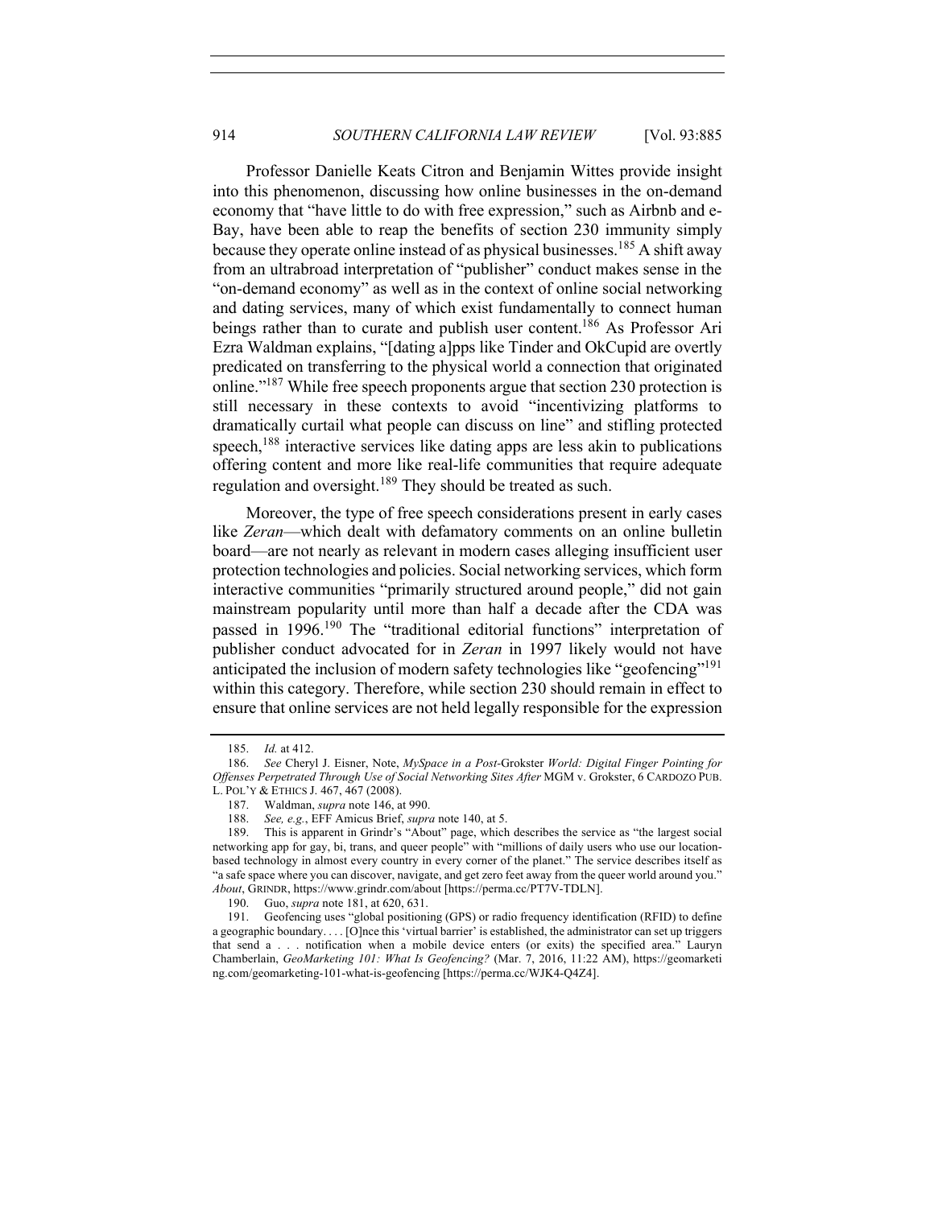Professor Danielle Keats Citron and Benjamin Wittes provide insight into this phenomenon, discussing how online businesses in the on-demand economy that "have little to do with free expression," such as Airbnb and e-Bay, have been able to reap the benefits of section 230 immunity simply because they operate online instead of as physical businesses.[185] A shift away from an ultrabroad interpretation of "publisher" conduct makes sense in the "on-demand economy" as well as in the context of online social networking and dating services, many of which exist fundamentally to connect human beings rather than to curate and publish user content.[186] As Professor Ari Ezra Waldman explains, "[dating a]pps like Tinder and OkCupid are overtly predicated on transferring to the physical world a connection that originated online."[187] While free speech proponents argue that section 230 protection is still necessary in these contexts to avoid "incentivizing platforms to dramatically curtail what people can discuss on line" and stifling protected speech,[188] interactive services like dating apps are less akin to publications offering content and more like real-life communities that require adequate regulation and oversight.[189] They should be treated as such.

Moreover, the type of free speech considerations present in early cases like *Zeran*—which dealt with defamatory comments on an online bulletin board—are not nearly as relevant in modern cases alleging insufficient user protection technologies and policies. Social networking services, which form interactive communities "primarily structured around people," did not gain mainstream popularity until more than half a decade after the CDA was passed in 1996.[190] The "traditional editorial functions" interpretation of publisher conduct advocated for in *Zeran* in 1997 likely would not have anticipated the inclusion of modern safety technologies like "geofencing"[191] within this category. Therefore, while section 230 should remain in effect to ensure that online services are not held legally responsible for the expression

---

185. *Id.* at 412.

186. *See* Cheryl J. Eisner, Note, *MySpace in a Post-*Grokster *World: Digital Finger Pointing for Offenses Perpetrated Through Use of Social Networking Sites After* MGM v. Grokster, 6 CARDOZO PUB. L. POL'Y & ETHICS J. 467, 467 (2008).

187. Waldman, *supra* note 146, at 990.

188. *See, e.g.*, EFF Amicus Brief, *supra* note 140, at 5.

189. This is apparent in Grindr's "About" page, which describes the service as "the largest social networking app for gay, bi, trans, and queer people" with "millions of daily users who use our location-based technology in almost every country in every corner of the planet." The service describes itself as "a safe space where you can discover, navigate, and get zero feet away from the queer world around you." *About*, GRINDR, https://www.grindr.com/about [https://perma.cc/PT7V-TDLN].

190. Guo, *supra* note 181, at 620, 631.

191. Geofencing uses "global positioning (GPS) or radio frequency identification (RFID) to define a geographic boundary. . . . [O]nce this 'virtual barrier' is established, the administrator can set up triggers that send a . . . notification when a mobile device enters (or exits) the specified area." Lauryn Chamberlain, *GeoMarketing 101: What Is Geofencing?* (Mar. 7, 2016, 11:22 AM), https://geomarketing.com/geomarketing-101-what-is-geofencing [https://perma.cc/WJK4-Q4Z4].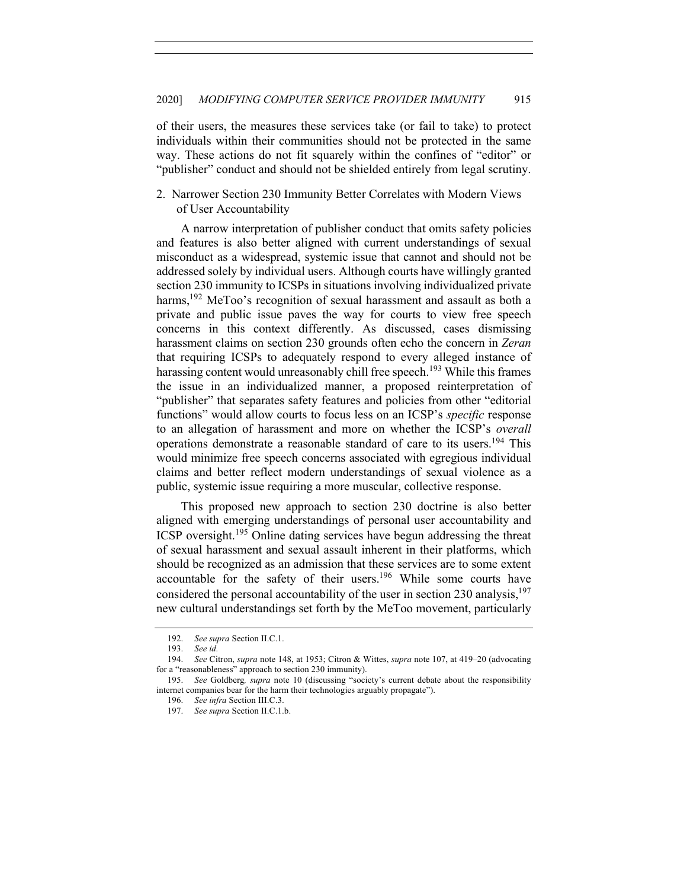of their users, the measures these services take (or fail to take) to protect individuals within their communities should not be protected in the same way. These actions do not fit squarely within the confines of "editor" or "publisher" conduct and should not be shielded entirely from legal scrutiny.

### 2. Narrower Section 230 Immunity Better Correlates with Modern Views of User Accountability

A narrow interpretation of publisher conduct that omits safety policies and features is also better aligned with current understandings of sexual misconduct as a widespread, systemic issue that cannot and should not be addressed solely by individual users. Although courts have willingly granted section 230 immunity to ICSPs in situations involving individualized private harms,[192] MeToo's recognition of sexual harassment and assault as both a private and public issue paves the way for courts to view free speech concerns in this context differently. As discussed, cases dismissing harassment claims on section 230 grounds often echo the concern in *Zeran* that requiring ICSPs to adequately respond to every alleged instance of harassing content would unreasonably chill free speech.[193] While this frames the issue in an individualized manner, a proposed reinterpretation of "publisher" that separates safety features and policies from other "editorial functions" would allow courts to focus less on an ICSP's *specific* response to an allegation of harassment and more on whether the ICSP's *overall* operations demonstrate a reasonable standard of care to its users.[194] This would minimize free speech concerns associated with egregious individual claims and better reflect modern understandings of sexual violence as a public, systemic issue requiring a more muscular, collective response.

This proposed new approach to section 230 doctrine is also better aligned with emerging understandings of personal user accountability and ICSP oversight.[195] Online dating services have begun addressing the threat of sexual harassment and sexual assault inherent in their platforms, which should be recognized as an admission that these services are to some extent accountable for the safety of their users.[196] While some courts have considered the personal accountability of the user in section 230 analysis,[197] new cultural understandings set forth by the MeToo movement, particularly

---

192. *See supra* Section II.C.1.

193. *See id.*

194. *See* Citron, *supra* note 148, at 1953; Citron & Wittes, *supra* note 107, at 419–20 (advocating for a "reasonableness" approach to section 230 immunity).

195. *See* Goldberg*, supra* note 10 (discussing "society's current debate about the responsibility internet companies bear for the harm their technologies arguably propagate").

196. *See infra* Section III.C.3.

197. *See supra* Section II.C.1.b.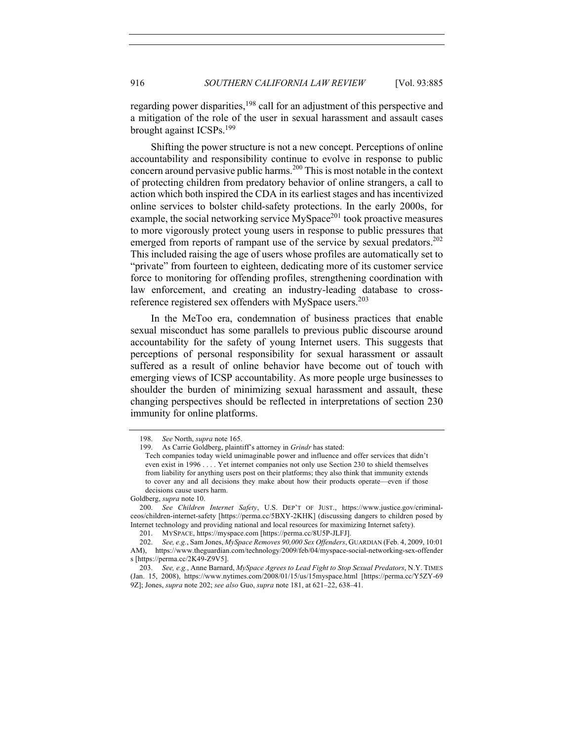regarding power disparities,[198] call for an adjustment of this perspective and a mitigation of the role of the user in sexual harassment and assault cases brought against ICSPs.[199]

Shifting the power structure is not a new concept. Perceptions of online accountability and responsibility continue to evolve in response to public concern around pervasive public harms.[200] This is most notable in the context of protecting children from predatory behavior of online strangers, a call to action which both inspired the CDA in its earliest stages and has incentivized online services to bolster child-safety protections. In the early 2000s, for example, the social networking service MySpace[201] took proactive measures to more vigorously protect young users in response to public pressures that emerged from reports of rampant use of the service by sexual predators.[202] This included raising the age of users whose profiles are automatically set to "private" from fourteen to eighteen, dedicating more of its customer service force to monitoring for offending profiles, strengthening coordination with law enforcement, and creating an industry-leading database to cross-reference registered sex offenders with MySpace users.[203]

In the MeToo era, condemnation of business practices that enable sexual misconduct has some parallels to previous public discourse around accountability for the safety of young Internet users. This suggests that perceptions of personal responsibility for sexual harassment or assault suffered as a result of online behavior have become out of touch with emerging views of ICSP accountability. As more people urge businesses to shoulder the burden of minimizing sexual harassment and assault, these changing perspectives should be reflected in interpretations of section 230 immunity for online platforms.

---

198. *See* North, *supra* note 165.

199. As Carrie Goldberg, plaintiff's attorney in *Grindr* has stated:

> Tech companies today wield unimaginable power and influence and offer services that didn't even exist in 1996 . . . . Yet internet companies not only use Section 230 to shield themselves from liability for anything users post on their platforms; they also think that immunity extends to cover any and all decisions they make about how their products operate—even if those decisions cause users harm.

Goldberg, *supra* note 10.

200. *See Children Internet Safety*, U.S. DEP'T OF JUST., https://www.justice.gov/criminal-ceos/children-internet-safety [https://perma.cc/5BXY-2KHK] (discussing dangers to children posed by Internet technology and providing national and local resources for maximizing Internet safety).

201. MYSPACE, https://myspace.com [https://perma.cc/8U5P-JLFJ].

202. *See, e.g.*, Sam Jones, *MySpace Removes 90,000 Sex Offenders*, GUARDIAN (Feb. 4, 2009, 10:01 AM), https://www.theguardian.com/technology/2009/feb/04/myspace-social-networking-sex-offenders [https://perma.cc/2K49-Z9V5].

203. *See, e.g.*, Anne Barnard, *MySpace Agrees to Lead Fight to Stop Sexual Predators*, N.Y. TIMES (Jan. 15, 2008), https://www.nytimes.com/2008/01/15/us/15myspace.html [https://perma.cc/Y5ZY-699Z]; Jones, *supra* note 202; *see also* Guo, *supra* note 181, at 621–22, 638–41.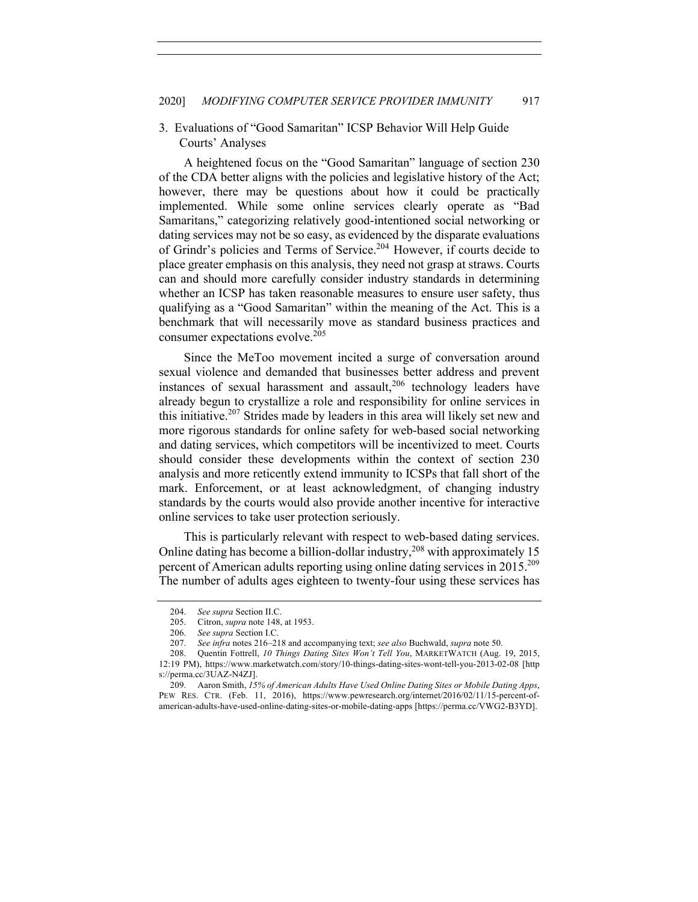### 3. Evaluations of "Good Samaritan" ICSP Behavior Will Help Guide Courts' Analyses

A heightened focus on the "Good Samaritan" language of section 230 of the CDA better aligns with the policies and legislative history of the Act; however, there may be questions about how it could be practically implemented. While some online services clearly operate as "Bad Samaritans," categorizing relatively good-intentioned social networking or dating services may not be so easy, as evidenced by the disparate evaluations of Grindr's policies and Terms of Service.[204] However, if courts decide to place greater emphasis on this analysis, they need not grasp at straws. Courts can and should more carefully consider industry standards in determining whether an ICSP has taken reasonable measures to ensure user safety, thus qualifying as a "Good Samaritan" within the meaning of the Act. This is a benchmark that will necessarily move as standard business practices and consumer expectations evolve.[205]

Since the MeToo movement incited a surge of conversation around sexual violence and demanded that businesses better address and prevent instances of sexual harassment and assault,[206] technology leaders have already begun to crystallize a role and responsibility for online services in this initiative.[207] Strides made by leaders in this area will likely set new and more rigorous standards for online safety for web-based social networking and dating services, which competitors will be incentivized to meet. Courts should consider these developments within the context of section 230 analysis and more reticently extend immunity to ICSPs that fall short of the mark. Enforcement, or at least acknowledgment, of changing industry standards by the courts would also provide another incentive for interactive online services to take user protection seriously.

This is particularly relevant with respect to web-based dating services. Online dating has become a billion-dollar industry,[208] with approximately 15 percent of American adults reporting using online dating services in 2015.[209] The number of adults ages eighteen to twenty-four using these services has

---

204. *See supra* Section II.C.

205. Citron, *supra* note 148, at 1953.

206. *See supra* Section I.C.

207. *See infra* notes 216–218 and accompanying text; *see also* Buchwald, *supra* note 50.

208. Quentin Fottrell, *10 Things Dating Sites Won't Tell You*, MARKETWATCH (Aug. 19, 2015, 12:19 PM), https://www.marketwatch.com/story/10-things-dating-sites-wont-tell-you-2013-02-08 [https://perma.cc/3UAZ-N4ZJ].

209. Aaron Smith, *15% of American Adults Have Used Online Dating Sites or Mobile Dating Apps*, PEW RES. CTR. (Feb. 11, 2016), https://www.pewresearch.org/internet/2016/02/11/15-percent-of-american-adults-have-used-online-dating-sites-or-mobile-dating-apps [https://perma.cc/VWG2-B3YD].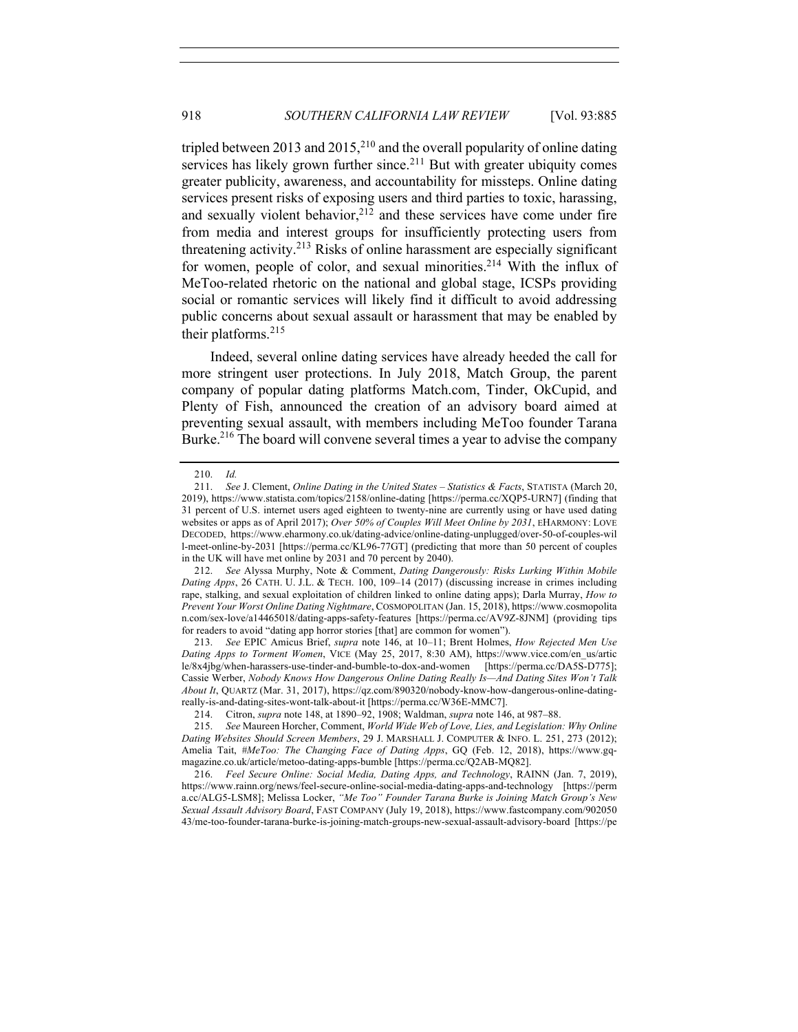tripled between 2013 and 2015,[210] and the overall popularity of online dating services has likely grown further since.[211] But with greater ubiquity comes greater publicity, awareness, and accountability for missteps. Online dating services present risks of exposing users and third parties to toxic, harassing, and sexually violent behavior,[212] and these services have come under fire from media and interest groups for insufficiently protecting users from threatening activity.[213] Risks of online harassment are especially significant for women, people of color, and sexual minorities.[214] With the influx of MeToo-related rhetoric on the national and global stage, ICSPs providing social or romantic services will likely find it difficult to avoid addressing public concerns about sexual assault or harassment that may be enabled by their platforms.[215]

Indeed, several online dating services have already heeded the call for more stringent user protections. In July 2018, Match Group, the parent company of popular dating platforms Match.com, Tinder, OkCupid, and Plenty of Fish, announced the creation of an advisory board aimed at preventing sexual assault, with members including MeToo founder Tarana Burke.[216] The board will convene several times a year to advise the company

---

210. *Id.*

211. *See* J. Clement, *Online Dating in the United States – Statistics & Facts*, STATISTA (March 20, 2019), https://www.statista.com/topics/2158/online-dating [https://perma.cc/XQP5-URN7] (finding that 31 percent of U.S. internet users aged eighteen to twenty-nine are currently using or have used dating websites or apps as of April 2017); *Over 50% of Couples Will Meet Online by 2031*, EHARMONY: LOVE DECODED, https://www.eharmony.co.uk/dating-advice/online-dating-unplugged/over-50-of-couples-will-meet-online-by-2031 [https://perma.cc/KL96-77GT] (predicting that more than 50 percent of couples in the UK will have met online by 2031 and 70 percent by 2040).

212. *See* Alyssa Murphy, Note & Comment, *Dating Dangerously: Risks Lurking Within Mobile Dating Apps*, 26 CATH. U. J.L. & TECH. 100, 109–14 (2017) (discussing increase in crimes including rape, stalking, and sexual exploitation of children linked to online dating apps); Darla Murray, *How to Prevent Your Worst Online Dating Nightmare*, COSMOPOLITAN (Jan. 15, 2018), https://www.cosmopolitan.com/sex-love/a14465018/dating-apps-safety-features [https://perma.cc/AV9Z-8JNM] (providing tips for readers to avoid "dating app horror stories [that] are common for women").

213. *See* EPIC Amicus Brief, *supra* note 146, at 10–11; Brent Holmes, *How Rejected Men Use Dating Apps to Torment Women*, VICE (May 25, 2017, 8:30 AM), https://www.vice.com/en_us/article/8x4jbg/when-harassers-use-tinder-and-bumble-to-dox-and-women [https://perma.cc/DA5S-D775]; Cassie Werber, *Nobody Knows How Dangerous Online Dating Really Is—And Dating Sites Won't Talk About It*, QUARTZ (Mar. 31, 2017), https://qz.com/890320/nobody-know-how-dangerous-online-dating-really-is-and-dating-sites-wont-talk-about-it [https://perma.cc/W36E-MMC7].

214. Citron, *supra* note 148, at 1890–92, 1908; Waldman, *supra* note 146, at 987–88.

215. *See* Maureen Horcher, Comment, *World Wide Web of Love, Lies, and Legislation: Why Online Dating Websites Should Screen Members*, 29 J. MARSHALL J. COMPUTER & INFO. L. 251, 273 (2012); Amelia Tait, *#MeToo: The Changing Face of Dating Apps*, GQ (Feb. 12, 2018), https://www.gq-magazine.co.uk/article/metoo-dating-apps-bumble [https://perma.cc/Q2AB-MQ82].

216. *Feel Secure Online: Social Media, Dating Apps, and Technology*, RAINN (Jan. 7, 2019), https://www.rainn.org/news/feel-secure-online-social-media-dating-apps-and-technology [https://perma.cc/ALG5-LSM8]; Melissa Locker, *"Me Too" Founder Tarana Burke is Joining Match Group's New Sexual Assault Advisory Board*, FAST COMPANY (July 19, 2018), https://www.fastcompany.com/90205043/me-too-founder-tarana-burke-is-joining-match-groups-new-sexual-assault-advisory-board [https://pe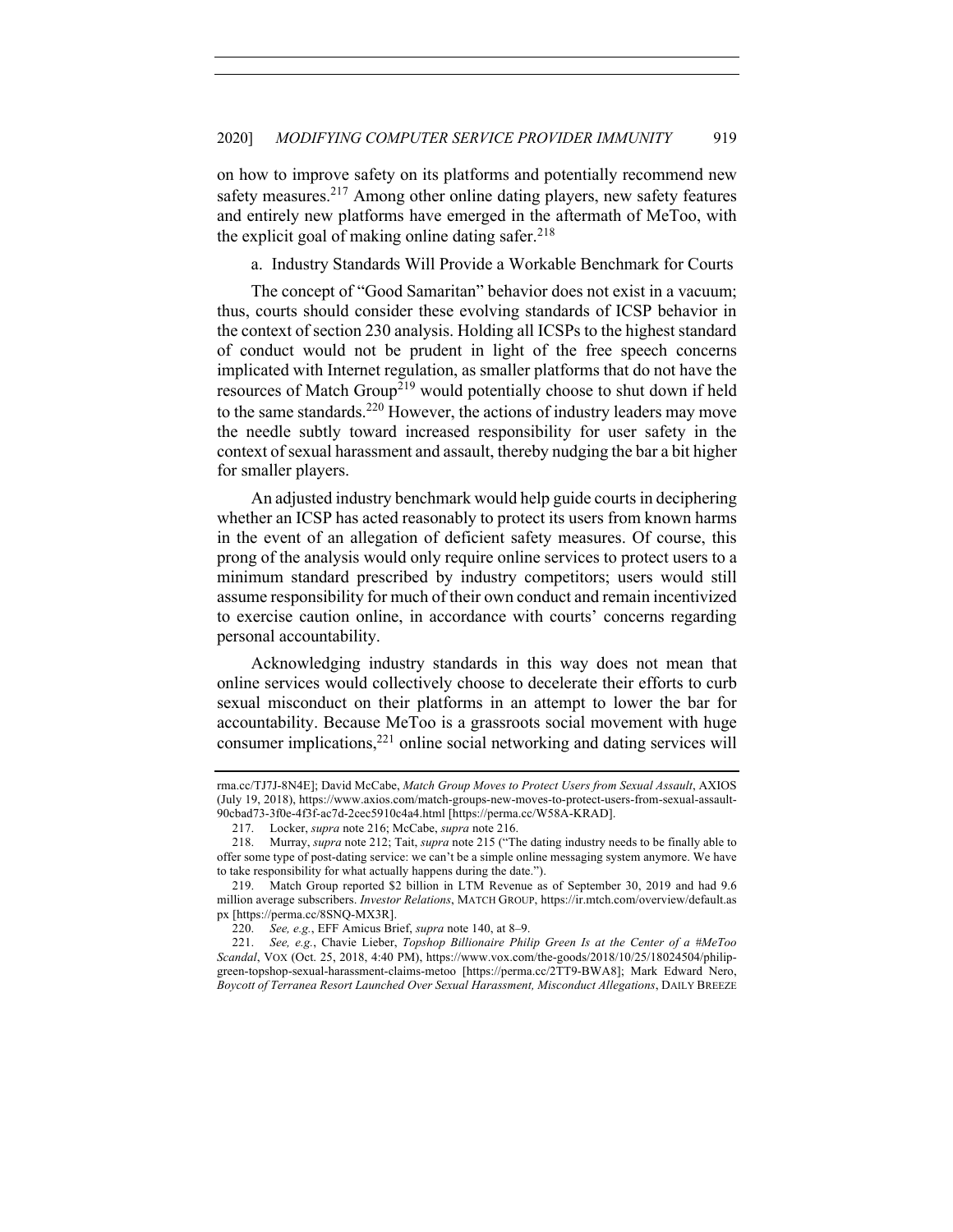on how to improve safety on its platforms and potentially recommend new safety measures.[217] Among other online dating players, new safety features and entirely new platforms have emerged in the aftermath of MeToo, with the explicit goal of making online dating safer.[218]

a. Industry Standards Will Provide a Workable Benchmark for Courts

The concept of "Good Samaritan" behavior does not exist in a vacuum; thus, courts should consider these evolving standards of ICSP behavior in the context of section 230 analysis. Holding all ICSPs to the highest standard of conduct would not be prudent in light of the free speech concerns implicated with Internet regulation, as smaller platforms that do not have the resources of Match Group[219] would potentially choose to shut down if held to the same standards.[220] However, the actions of industry leaders may move the needle subtly toward increased responsibility for user safety in the context of sexual harassment and assault, thereby nudging the bar a bit higher for smaller players.

An adjusted industry benchmark would help guide courts in deciphering whether an ICSP has acted reasonably to protect its users from known harms in the event of an allegation of deficient safety measures. Of course, this prong of the analysis would only require online services to protect users to a minimum standard prescribed by industry competitors; users would still assume responsibility for much of their own conduct and remain incentivized to exercise caution online, in accordance with courts' concerns regarding personal accountability.

Acknowledging industry standards in this way does not mean that online services would collectively choose to decelerate their efforts to curb sexual misconduct on their platforms in an attempt to lower the bar for accountability. Because MeToo is a grassroots social movement with huge consumer implications,[221] online social networking and dating services will

---

rma.cc/TJ7J-8N4E]; David McCabe, *Match Group Moves to Protect Users from Sexual Assault*, AXIOS (July 19, 2018), https://www.axios.com/match-groups-new-moves-to-protect-users-from-sexual-assault-90cbad73-3f0e-4f3f-ac7d-2cec5910c4a4.html [https://perma.cc/W58A-KRAD].

217. Locker, *supra* note 216; McCabe, *supra* note 216.

218. Murray, *supra* note 212; Tait, *supra* note 215 ("The dating industry needs to be finally able to offer some type of post-dating service: we can't be a simple online messaging system anymore. We have to take responsibility for what actually happens during the date.").

219. Match Group reported $2 billion in LTM Revenue as of September 30, 2019 and had 9.6 million average subscribers. *Investor Relations*, MATCH GROUP, https://ir.mtch.com/overview/default.aspx [https://perma.cc/8SNQ-MX3R].

220. *See, e.g.*, EFF Amicus Brief, *supra* note 140, at 8–9.

221. *See, e.g.*, Chavie Lieber, *Topshop Billionaire Philip Green Is at the Center of a #MeToo Scandal*, VOX (Oct. 25, 2018, 4:40 PM), https://www.vox.com/the-goods/2018/10/25/18024504/philip-green-topshop-sexual-harassment-claims-metoo [https://perma.cc/2TT9-BWA8]; Mark Edward Nero, *Boycott of Terranea Resort Launched Over Sexual Harassment, Misconduct Allegations*, DAILY BREEZE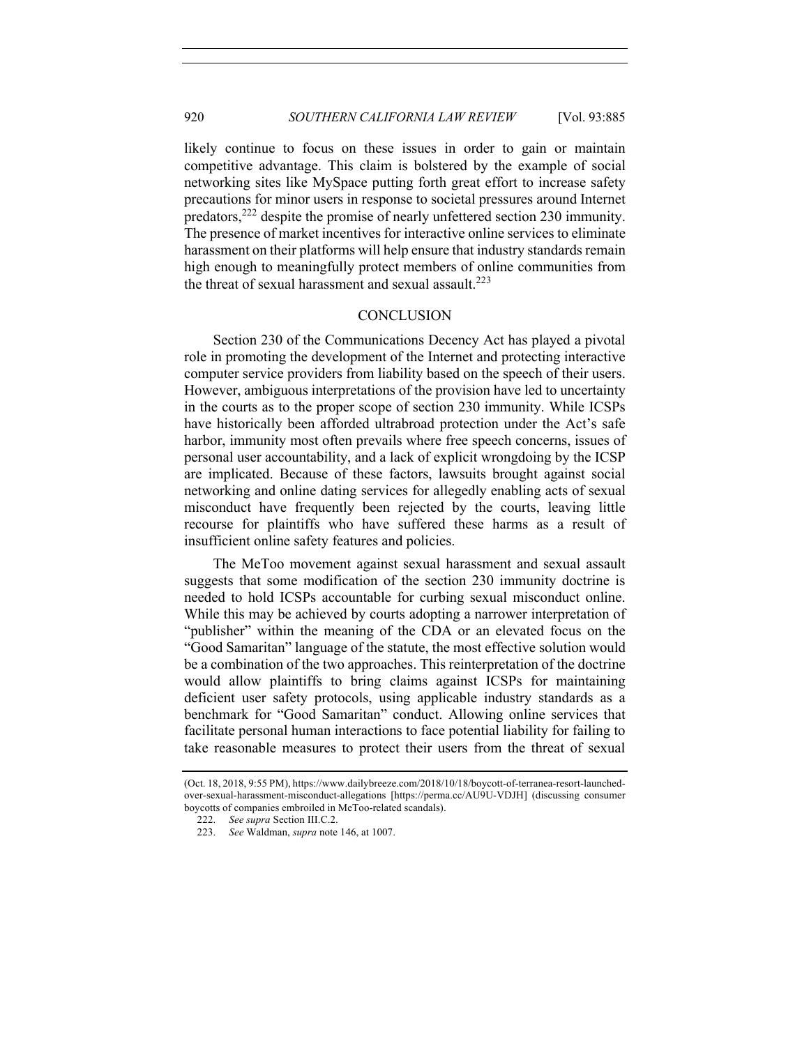likely continue to focus on these issues in order to gain or maintain competitive advantage. This claim is bolstered by the example of social networking sites like MySpace putting forth great effort to increase safety precautions for minor users in response to societal pressures around Internet predators,[222] despite the promise of nearly unfettered section 230 immunity. The presence of market incentives for interactive online services to eliminate harassment on their platforms will help ensure that industry standards remain high enough to meaningfully protect members of online communities from the threat of sexual harassment and sexual assault.[223]

## CONCLUSION

Section 230 of the Communications Decency Act has played a pivotal role in promoting the development of the Internet and protecting interactive computer service providers from liability based on the speech of their users. However, ambiguous interpretations of the provision have led to uncertainty in the courts as to the proper scope of section 230 immunity. While ICSPs have historically been afforded ultrabroad protection under the Act's safe harbor, immunity most often prevails where free speech concerns, issues of personal user accountability, and a lack of explicit wrongdoing by the ICSP are implicated. Because of these factors, lawsuits brought against social networking and online dating services for allegedly enabling acts of sexual misconduct have frequently been rejected by the courts, leaving little recourse for plaintiffs who have suffered these harms as a result of insufficient online safety features and policies.

The MeToo movement against sexual harassment and sexual assault suggests that some modification of the section 230 immunity doctrine is needed to hold ICSPs accountable for curbing sexual misconduct online. While this may be achieved by courts adopting a narrower interpretation of "publisher" within the meaning of the CDA or an elevated focus on the "Good Samaritan" language of the statute, the most effective solution would be a combination of the two approaches. This reinterpretation of the doctrine would allow plaintiffs to bring claims against ICSPs for maintaining deficient user safety protocols, using applicable industry standards as a benchmark for "Good Samaritan" conduct. Allowing online services that facilitate personal human interactions to face potential liability for failing to take reasonable measures to protect their users from the threat of sexual

---

(Oct. 18, 2018, 9:55 PM), https://www.dailybreeze.com/2018/10/18/boycott-of-terranea-resort-launched-over-sexual-harassment-misconduct-allegations [https://perma.cc/AU9U-VDJH] (discussing consumer boycotts of companies embroiled in MeToo-related scandals).

222. *See supra* Section III.C.2.

223. *See* Waldman, *supra* note 146, at 1007.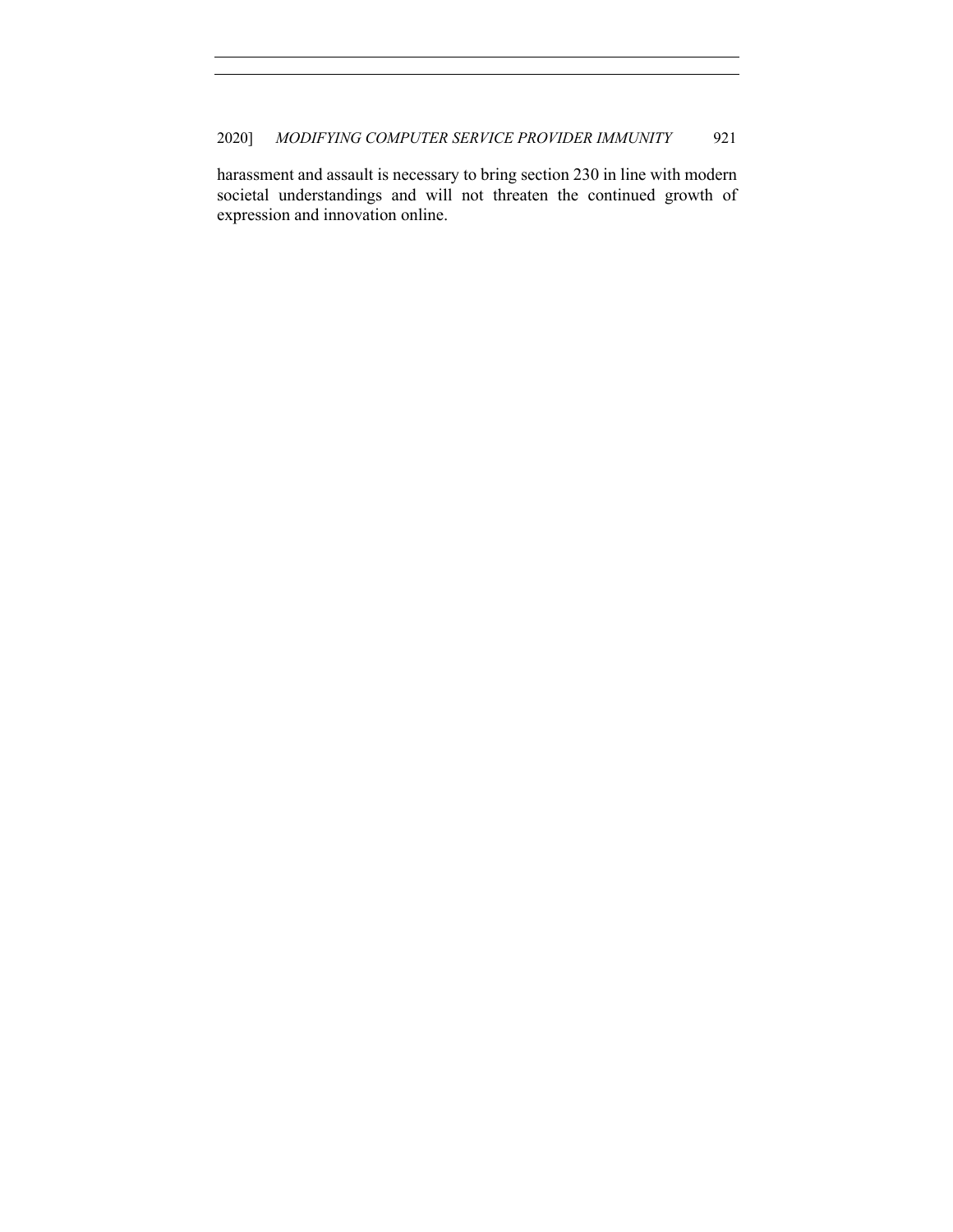harassment and assault is necessary to bring section 230 in line with modern societal understandings and will not threaten the continued growth of expression and innovation online.